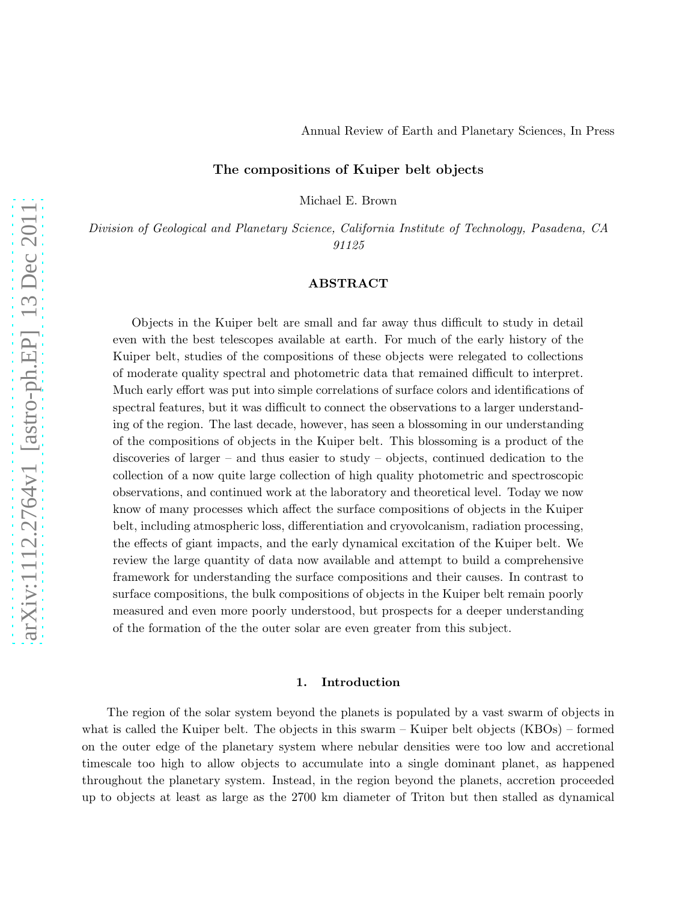Annual Review of Earth and Planetary Sciences, In Press

# The compositions of Kuiper belt objects

Michael E. Brown

*Division of Geological and Planetary Science, California Institute of Technology, Pasadena, CA 91125*

## ABSTRACT

Objects in the Kuiper belt are small and far away thus difficult to study in detail even with the best telescopes available at earth. For much of the early history of the Kuiper belt, studies of the compositions of these objects were relegated to collections of moderate quality spectral and photometric data that remained difficult to interpret. Much early effort was put into simple correlations of surface colors and identifications of spectral features, but it was difficult to connect the observations to a larger understanding of the region. The last decade, however, has seen a blossoming in our understanding of the compositions of objects in the Kuiper belt. This blossoming is a product of the discoveries of larger – and thus easier to study – objects, continued dedication to the collection of a now quite large collection of high quality photometric and spectroscopic observations, and continued work at the laboratory and theoretical level. Today we now know of many processes which affect the surface compositions of objects in the Kuiper belt, including atmospheric loss, differentiation and cryovolcanism, radiation processing, the effects of giant impacts, and the early dynamical excitation of the Kuiper belt. We review the large quantity of data now available and attempt to build a comprehensive framework for understanding the surface compositions and their causes. In contrast to surface compositions, the bulk compositions of objects in the Kuiper belt remain poorly measured and even more poorly understood, but prospects for a deeper understanding of the formation of the the outer solar are even greater from this subject.

## 1. Introduction

The region of the solar system beyond the planets is populated by a vast swarm of objects in what is called the Kuiper belt. The objects in this swarm – Kuiper belt objects (KBOs) – formed on the outer edge of the planetary system where nebular densities were too low and accretional timescale too high to allow objects to accumulate into a single dominant planet, as happened throughout the planetary system. Instead, in the region beyond the planets, accretion proceeded up to objects at least as large as the 2700 km diameter of Triton but then stalled as dynamical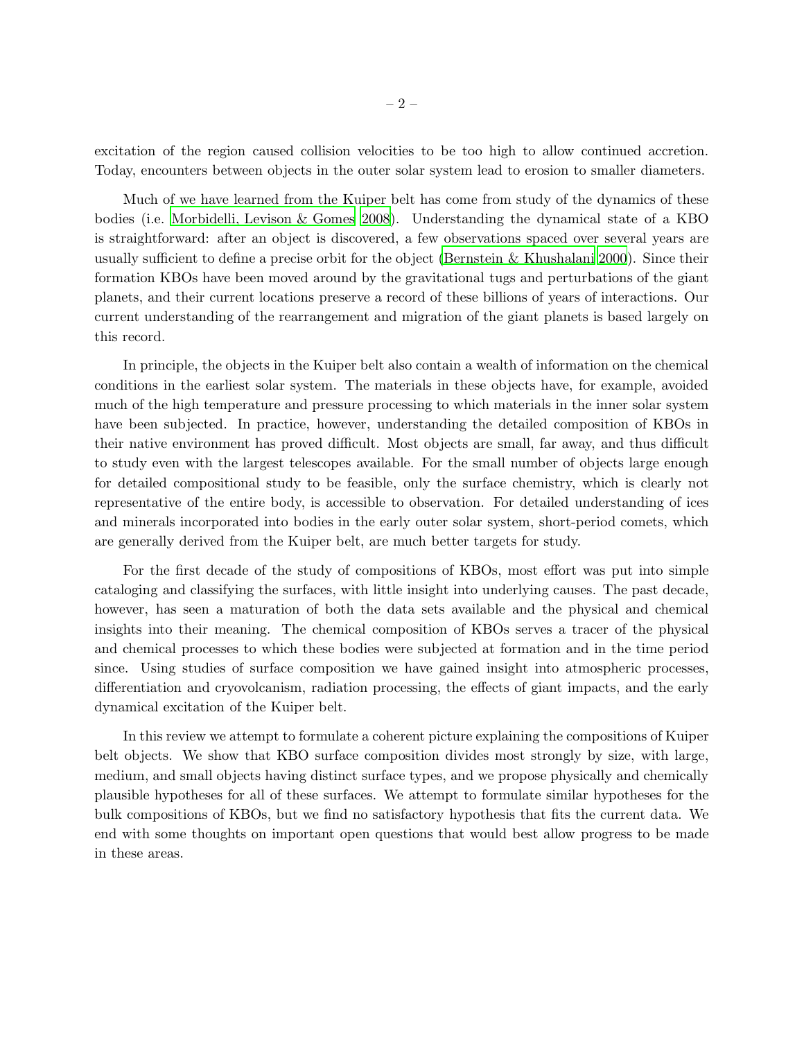excitation of the region caused collision velocities to be too high to allow continued accretion. Today, encounters between objects in the outer solar system lead to erosion to smaller diameters.

Much of we have learned from the Kuiper belt has come from study of the dynamics of these bodies (i.e. Morbidelli, Levison & Gomes 2008). Understanding the dynamical state of a KBO is straightforward: after an object is discovered, a few observations spaced over several years are usually sufficient to define a precise orbit for the object (Bernstein & Khushalani 2000). Since their formation KBOs have been moved around by the gravitational tugs and perturbations of the giant planets, and their current locations preserve a record of these billions of years of interactions. Our current understanding of the rearrangement and migration of the giant planets is based largely on this record.

In principle, the objects in the Kuiper belt also contain a wealth of information on the chemical conditions in the earliest solar system. The materials in these objects have, for example, avoided much of the high temperature and pressure processing to which materials in the inner solar system have been subjected. In practice, however, understanding the detailed composition of KBOs in their native environment has proved difficult. Most objects are small, far away, and thus difficult to study even with the largest telescopes available. For the small number of objects large enough for detailed compositional study to be feasible, only the surface chemistry, which is clearly not representative of the entire body, is accessible to observation. For detailed understanding of ices and minerals incorporated into bodies in the early outer solar system, short-period comets, which are generally derived from the Kuiper belt, are much better targets for study.

For the first decade of the study of compositions of KBOs, most effort was put into simple cataloging and classifying the surfaces, with little insight into underlying causes. The past decade, however, has seen a maturation of both the data sets available and the physical and chemical insights into their meaning. The chemical composition of KBOs serves a tracer of the physical and chemical processes to which these bodies were subjected at formation and in the time period since. Using studies of surface composition we have gained insight into atmospheric processes, differentiation and cryovolcanism, radiation processing, the effects of giant impacts, and the early dynamical excitation of the Kuiper belt.

In this review we attempt to formulate a coherent picture explaining the compositions of Kuiper belt objects. We show that KBO surface composition divides most strongly by size, with large, medium, and small objects having distinct surface types, and we propose physically and chemically plausible hypotheses for all of these surfaces. We attempt to formulate similar hypotheses for the bulk compositions of KBOs, but we find no satisfactory hypothesis that fits the current data. We end with some thoughts on important open questions that would best allow progress to be made in these areas.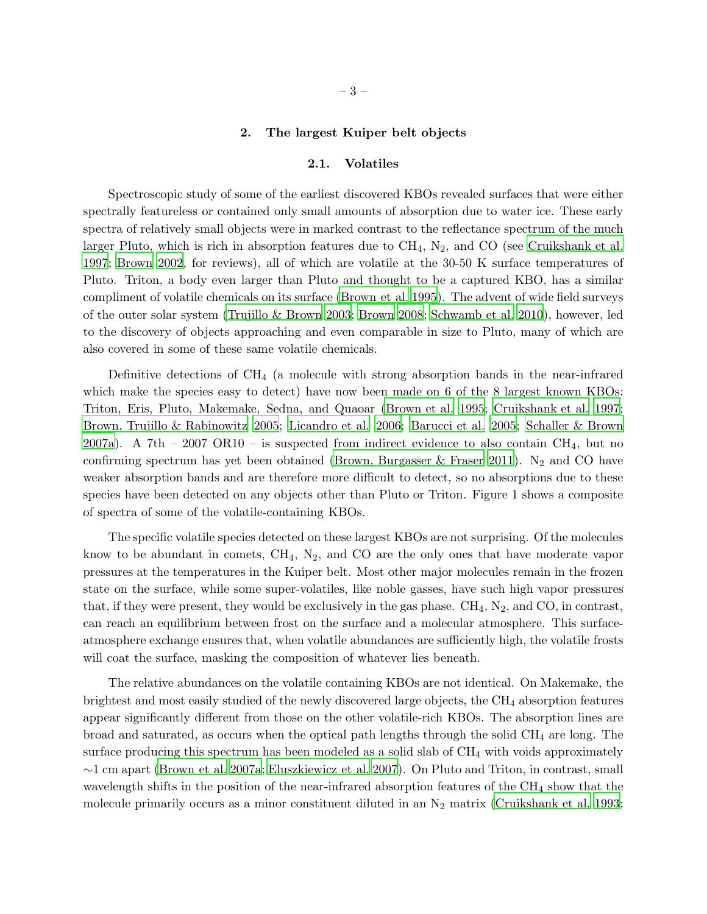## 2. The largest Kuiper belt objects

### 2.1. Volatiles

Spectroscopic study of some of the earliest discovered KBOs revealed surfaces that were either spectrally featureless or contained only small amounts of absorption due to water ice. These early spectra of relatively small objects were in marked contrast to the reflectance spectrum of the much larger Pluto, which is rich in absorption features due to $CH_4$, $N_2$, and CO (see Cruikshank et al. 1997; Brown 2002, for reviews), all of which are volatile at the 30-50 K surface temperatures of Pluto. Triton, a body even larger than Pluto and thought to be a captured KBO, has a similar compliment of volatile chemicals on its surface (Brown et al. 1995). The advent of wide field surveys of the outer solar system (Trujillo & Brown 2003; Brown 2008; Schwamb et al. 2010), however, led to the discovery of objects approaching and even comparable in size to Pluto, many of which are also covered in some of these same volatile chemicals.

Definitive detections of $CH_4$ (a molecule with strong absorption bands in the near-infrared which make the species easy to detect) have now been made on 6 of the 8 largest known KBOs: Triton, Eris, Pluto, Makemake, Sedna, and Quaoar (Brown et al. 1995; Cruikshank et al. 1997; Brown, Trujillo & Rabinowitz 2005; Licandro et al. 2006; Barucci et al. 2005; Schaller & Brown 2007a). A 7th – 2007 OR10 – is suspected from indirect evidence to also contain $CH_4$, but no confirming spectrum has yet been obtained (Brown, Burgasser & Fraser 2011). $N_2$ and CO have weaker absorption bands and are therefore more difficult to detect, so no absorptions due to these species have been detected on any objects other than Pluto or Triton. Figure 1 shows a composite of spectra of some of the volatile-containing KBOs.

The specific volatile species detected on these largest KBOs are not surprising. Of the molecules know to be abundant in comets, $CH_4$, $N_2$, and CO are the only ones that have moderate vapor pressures at the temperatures in the Kuiper belt. Most other major molecules remain in the frozen state on the surface, while some super-volatiles, like noble gasses, have such high vapor pressures that, if they were present, they would be exclusively in the gas phase. $CH_4$, $N_2$, and CO, in contrast, can reach an equilibrium between frost on the surface and a molecular atmosphere. This surface-atmosphere exchange ensures that, when volatile abundances are sufficiently high, the volatile frosts will coat the surface, masking the composition of whatever lies beneath.

The relative abundances on the volatile containing KBOs are not identical. On Makemake, the brightest and most easily studied of the newly discovered large objects, the $CH_4$ absorption features appear significantly different from those on the other volatile-rich KBOs. The absorption lines are broad and saturated, as occurs when the optical path lengths through the solid $CH_4$ are long. The surface producing this spectrum has been modeled as a solid slab of $CH_4$ with voids approximately $\sim$1 cm apart (Brown et al. 2007a; Eluszkiewicz et al. 2007). On Pluto and Triton, in contrast, small wavelength shifts in the position of the near-infrared absorption features of the $CH_4$ show that the molecule primarily occurs as a minor constituent diluted in an $N_2$ matrix (Cruikshank et al. 1993;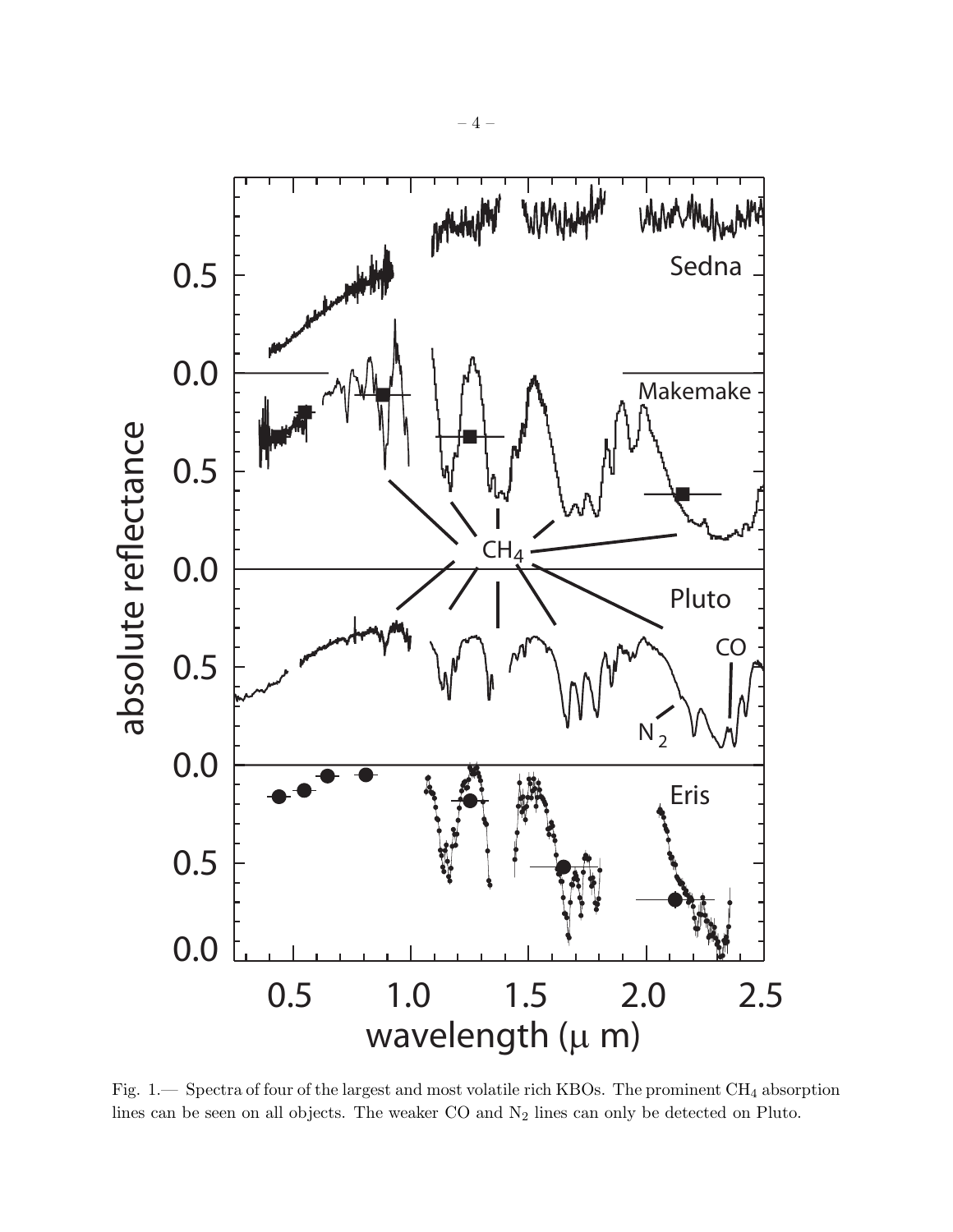Fig. 1.— Spectra of four of the largest and most volatile rich KBOs. The prominent $CH_4$ absorption lines can be seen on all objects. The weaker CO and $N_2$ lines can only be detected on Pluto.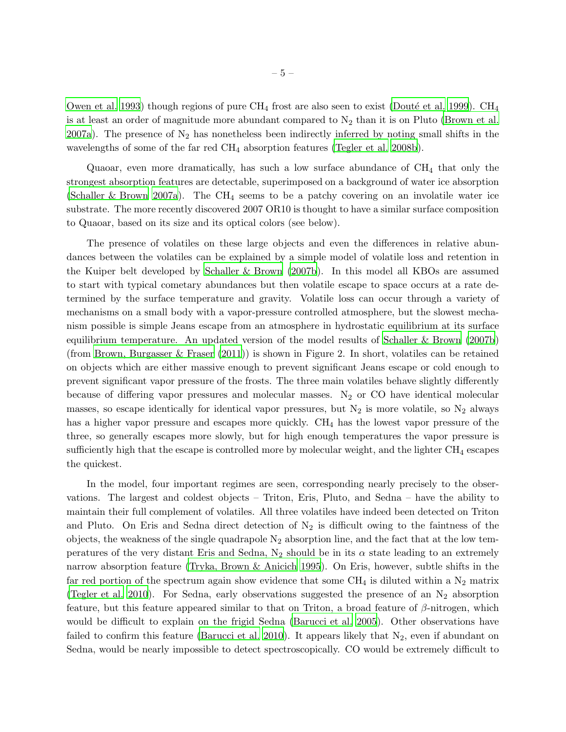Owen et al. 1993) though regions of pure $CH_4$ frost are also seen to exist (Douté et al. 1999). $CH_4$ is at least an order of magnitude more abundant compared to $N_2$ than it is on Pluto (Brown et al. 2007a). The presence of $N_2$ has nonetheless been indirectly inferred by noting small shifts in the wavelengths of some of the far red $CH_4$ absorption features (Tegler et al. 2008b).

Quaoar, even more dramatically, has such a low surface abundance of $CH_4$ that only the strongest absorption features are detectable, superimposed on a background of water ice absorption (Schaller & Brown 2007a). The $CH_4$ seems to be a patchy covering on an involatile water ice substrate. The more recently discovered 2007 OR10 is thought to have a similar surface composition to Quaoar, based on its size and its optical colors (see below).

The presence of volatiles on these large objects and even the differences in relative abundances between the volatiles can be explained by a simple model of volatile loss and retention in the Kuiper belt developed by Schaller & Brown (2007b). In this model all KBOs are assumed to start with typical cometary abundances but then volatile escape to space occurs at a rate determined by the surface temperature and gravity. Volatile loss can occur through a variety of mechanisms on a small body with a vapor-pressure controlled atmosphere, but the slowest mechanism possible is simple Jeans escape from an atmosphere in hydrostatic equilibrium at its surface equilibrium temperature. An updated version of the model results of Schaller & Brown (2007b) (from Brown, Burgasser & Fraser (2011)) is shown in Figure 2. In short, volatiles can be retained on objects which are either massive enough to prevent significant Jeans escape or cold enough to prevent significant vapor pressure of the frosts. The three main volatiles behave slightly differently because of differing vapor pressures and molecular masses. $N_2$ or CO have identical molecular masses, so escape identically for identical vapor pressures, but $N_2$ is more volatile, so $N_2$ always has a higher vapor pressure and escapes more quickly. $CH_4$ has the lowest vapor pressure of the three, so generally escapes more slowly, but for high enough temperatures the vapor pressure is sufficiently high that the escape is controlled more by molecular weight, and the lighter $CH_4$ escapes the quickest.

In the model, four important regimes are seen, corresponding nearly precisely to the observations. The largest and coldest objects – Triton, Eris, Pluto, and Sedna – have the ability to maintain their full complement of volatiles. All three volatiles have indeed been detected on Triton and Pluto. On Eris and Sedna direct detection of $N_2$ is difficult owing to the faintness of the objects, the weakness of the single quadrapole $N_2$ absorption line, and the fact that at the low temperatures of the very distant Eris and Sedna, $N_2$ should be in its $\alpha$ state leading to an extremely narrow absorption feature (Tryka, Brown & Anicich 1995). On Eris, however, subtle shifts in the far red portion of the spectrum again show evidence that some $CH_4$ is diluted within a $N_2$ matrix (Tegler et al. 2010). For Sedna, early observations suggested the presence of an $N_2$ absorption feature, but this feature appeared similar to that on Triton, a broad feature of $\beta$-nitrogen, which would be difficult to explain on the frigid Sedna (Barucci et al. 2005). Other observations have failed to confirm this feature (Barucci et al. 2010). It appears likely that $N_2$, even if abundant on Sedna, would be nearly impossible to detect spectroscopically. CO would be extremely difficult to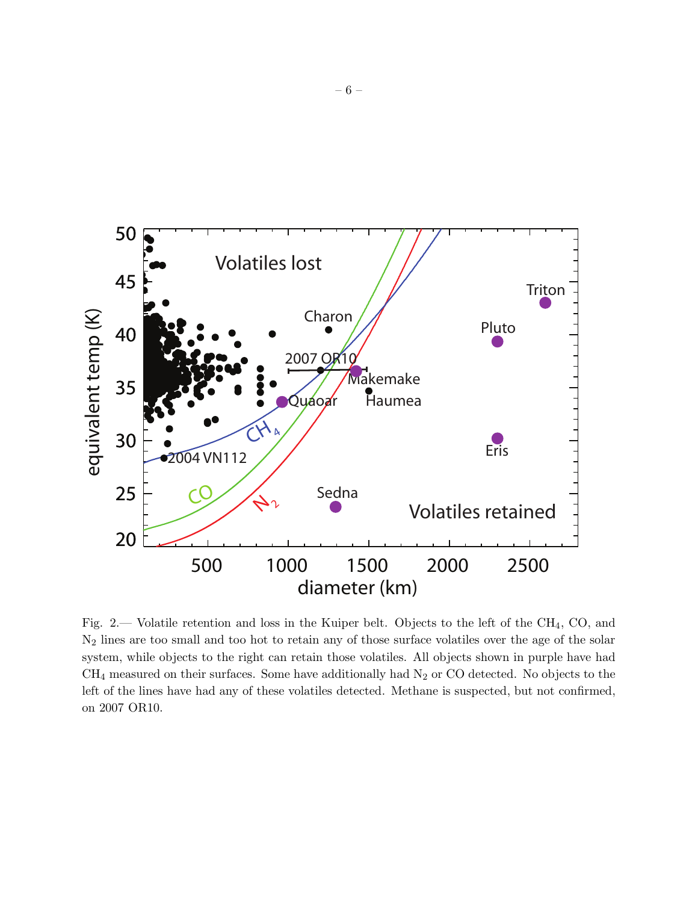Fig. 2.— Volatile retention and loss in the Kuiper belt. Objects to the left of the $CH_4$, CO, and $N_2$ lines are too small and too hot to retain any of those surface volatiles over the age of the solar system, while objects to the right can retain those volatiles. All objects shown in purple have had $CH_4$ measured on their surfaces. Some have additionally had $N_2$ or CO detected. No objects to the left of the lines have had any of these volatiles detected. Methane is suspected, but not confirmed, on 2007 OR10.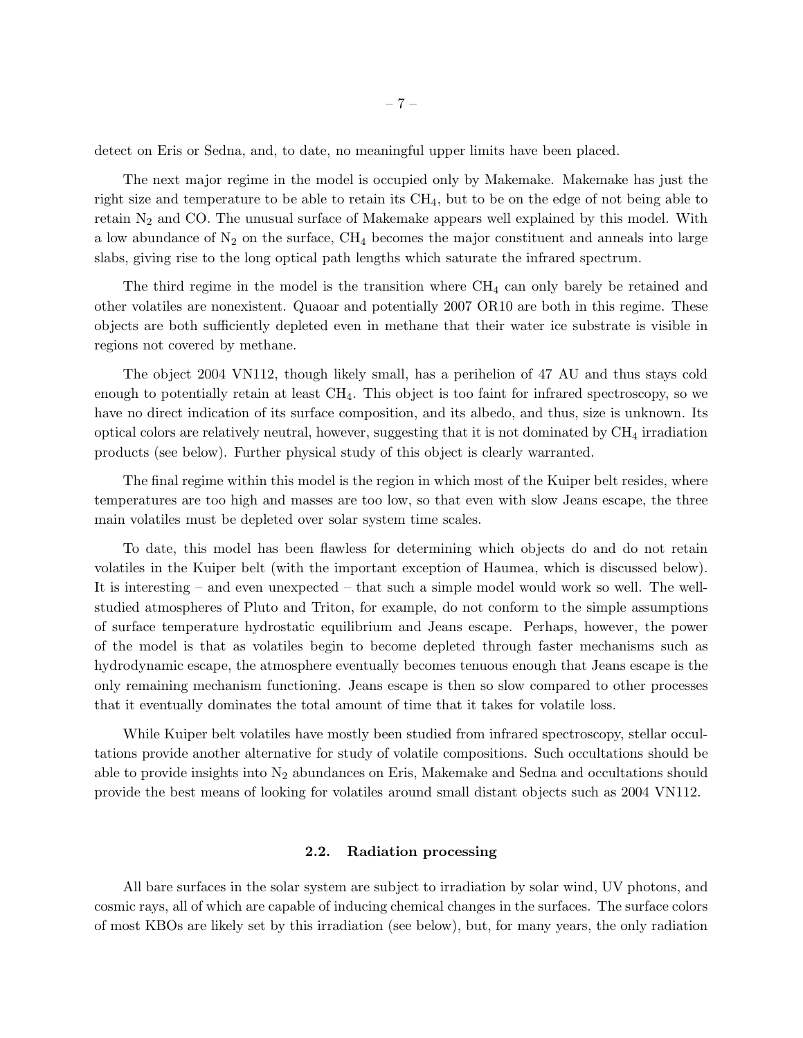detect on Eris or Sedna, and, to date, no meaningful upper limits have been placed.

The next major regime in the model is occupied only by Makemake. Makemake has just the right size and temperature to be able to retain its $CH_4$, but to be on the edge of not being able to retain $N_2$ and CO. The unusual surface of Makemake appears well explained by this model. With a low abundance of $N_2$ on the surface, $CH_4$ becomes the major constituent and anneals into large slabs, giving rise to the long optical path lengths which saturate the infrared spectrum.

The third regime in the model is the transition where $CH_4$ can only barely be retained and other volatiles are nonexistent. Quaoar and potentially 2007 OR10 are both in this regime. These objects are both sufficiently depleted even in methane that their water ice substrate is visible in regions not covered by methane.

The object 2004 VN112, though likely small, has a perihelion of 47 AU and thus stays cold enough to potentially retain at least $CH_4$. This object is too faint for infrared spectroscopy, so we have no direct indication of its surface composition, and its albedo, and thus, size is unknown. Its optical colors are relatively neutral, however, suggesting that it is not dominated by $CH_4$ irradiation products (see below). Further physical study of this object is clearly warranted.

The final regime within this model is the region in which most of the Kuiper belt resides, where temperatures are too high and masses are too low, so that even with slow Jeans escape, the three main volatiles must be depleted over solar system time scales.

To date, this model has been flawless for determining which objects do and do not retain volatiles in the Kuiper belt (with the important exception of Haumea, which is discussed below). It is interesting – and even unexpected – that such a simple model would work so well. The well-studied atmospheres of Pluto and Triton, for example, do not conform to the simple assumptions of surface temperature hydrostatic equilibrium and Jeans escape. Perhaps, however, the power of the model is that as volatiles begin to become depleted through faster mechanisms such as hydrodynamic escape, the atmosphere eventually becomes tenuous enough that Jeans escape is the only remaining mechanism functioning. Jeans escape is then so slow compared to other processes that it eventually dominates the total amount of time that it takes for volatile loss.

While Kuiper belt volatiles have mostly been studied from infrared spectroscopy, stellar occultations provide another alternative for study of volatile compositions. Such occultations should be able to provide insights into $N_2$ abundances on Eris, Makemake and Sedna and occultations should provide the best means of looking for volatiles around small distant objects such as 2004 VN112.

### 2.2. Radiation processing

All bare surfaces in the solar system are subject to irradiation by solar wind, UV photons, and cosmic rays, all of which are capable of inducing chemical changes in the surfaces. The surface colors of most KBOs are likely set by this irradiation (see below), but, for many years, the only radiation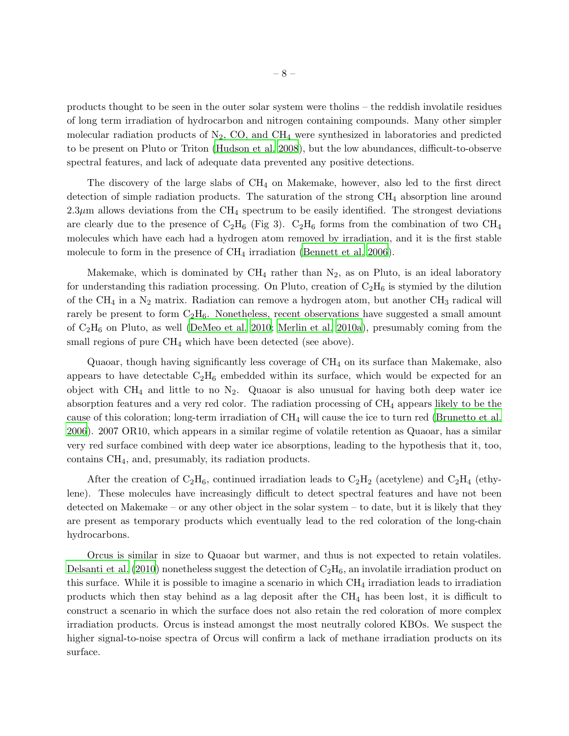products thought to be seen in the outer solar system were tholins – the reddish involatile residues of long term irradiation of hydrocarbon and nitrogen containing compounds. Many other simpler molecular radiation products of $N_2$, CO, and $CH_4$ were synthesized in laboratories and predicted to be present on Pluto or Triton (Hudson et al. 2008), but the low abundances, difficult-to-observe spectral features, and lack of adequate data prevented any positive detections.

The discovery of the large slabs of $CH_4$ on Makemake, however, also led to the first direct detection of simple radiation products. The saturation of the strong $CH_4$ absorption line around $2.3\mu$m allows deviations from the $CH_4$ spectrum to be easily identified. The strongest deviations are clearly due to the presence of $C_2H_6$ (Fig 3). $C_2H_6$ forms from the combination of two $CH_4$ molecules which have each had a hydrogen atom removed by irradiation, and it is the first stable molecule to form in the presence of $CH_4$ irradiation (Bennett et al. 2006).

Makemake, which is dominated by $CH_4$ rather than $N_2$, as on Pluto, is an ideal laboratory for understanding this radiation processing. On Pluto, creation of $C_2H_6$ is stymied by the dilution of the $CH_4$ in a $N_2$ matrix. Radiation can remove a hydrogen atom, but another $CH_3$ radical will rarely be present to form $C_2H_6$. Nonetheless, recent observations have suggested a small amount of $C_2H_6$ on Pluto, as well (DeMeo et al. 2010; Merlin et al. 2010a), presumably coming from the small regions of pure $CH_4$ which have been detected (see above).

Quaoar, though having significantly less coverage of $CH_4$ on its surface than Makemake, also appears to have detectable $C_2H_6$ embedded within its surface, which would be expected for an object with $CH_4$ and little to no $N_2$. Quaoar is also unusual for having both deep water ice absorption features and a very red color. The radiation processing of $CH_4$ appears likely to be the cause of this coloration; long-term irradiation of $CH_4$ will cause the ice to turn red (Brunetto et al. 2006). 2007 OR10, which appears in a similar regime of volatile retention as Quaoar, has a similar very red surface combined with deep water ice absorptions, leading to the hypothesis that it, too, contains $CH_4$, and, presumably, its radiation products.

After the creation of $C_2H_6$, continued irradiation leads to $C_2H_2$ (acetylene) and $C_2H_4$ (ethylene). These molecules have increasingly difficult to detect spectral features and have not been detected on Makemake – or any other object in the solar system – to date, but it is likely that they are present as temporary products which eventually lead to the red coloration of the long-chain hydrocarbons.

Orcus is similar in size to Quaoar but warmer, and thus is not expected to retain volatiles. Delsanti et al. (2010) nonetheless suggest the detection of $C_2H_6$, an involatile irradiation product on this surface. While it is possible to imagine a scenario in which $CH_4$ irradiation leads to irradiation products which then stay behind as a lag deposit after the $CH_4$ has been lost, it is difficult to construct a scenario in which the surface does not also retain the red coloration of more complex irradiation products. Orcus is instead amongst the most neutrally colored KBOs. We suspect the higher signal-to-noise spectra of Orcus will confirm a lack of methane irradiation products on its surface.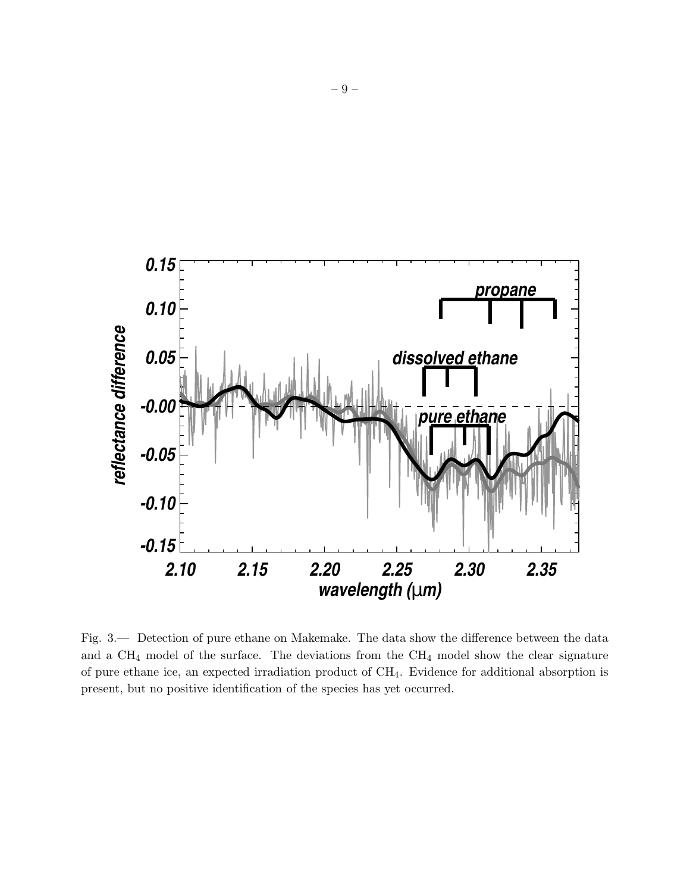Fig. 3.— Detection of pure ethane on Makemake. The data show the difference between the data and a $CH_4$ model of the surface. The deviations from the $CH_4$ model show the clear signature of pure ethane ice, an expected irradiation product of $CH_4$. Evidence for additional absorption is present, but no positive identification of the species has yet occurred.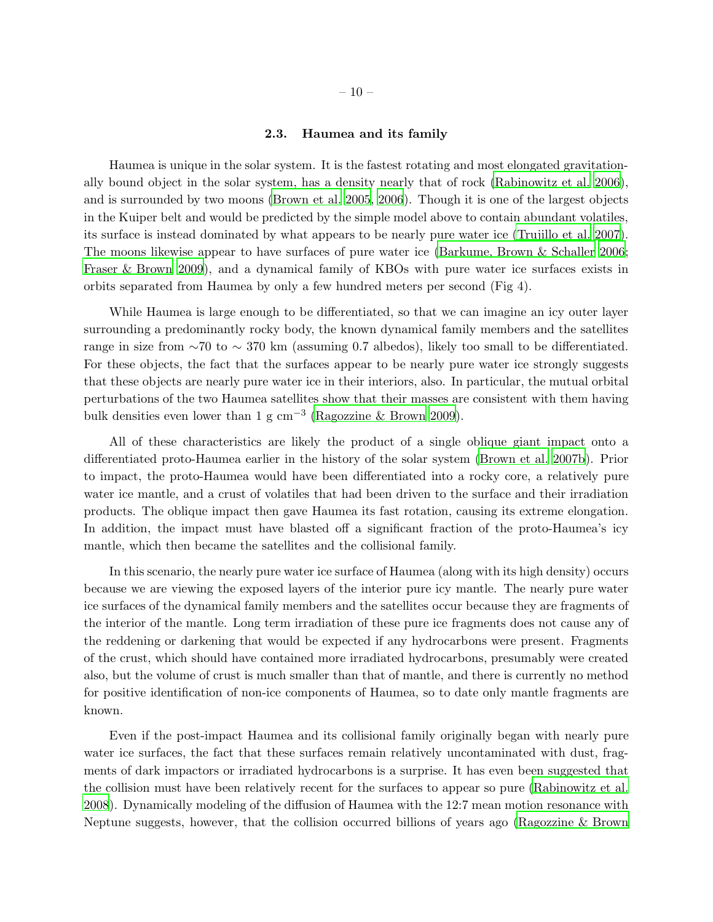### 2.3. Haumea and its family

Haumea is unique in the solar system. It is the fastest rotating and most elongated gravitationally bound object in the solar system, has a density nearly that of rock (Rabinowitz et al. 2006), and is surrounded by two moons (Brown et al. 2005, 2006). Though it is one of the largest objects in the Kuiper belt and would be predicted by the simple model above to contain abundant volatiles, its surface is instead dominated by what appears to be nearly pure water ice (Trujillo et al. 2007). The moons likewise appear to have surfaces of pure water ice (Barkume, Brown & Schaller 2006; Fraser & Brown 2009), and a dynamical family of KBOs with pure water ice surfaces exists in orbits separated from Haumea by only a few hundred meters per second (Fig 4).

While Haumea is large enough to be differentiated, so that we can imagine an icy outer layer surrounding a predominantly rocky body, the known dynamical family members and the satellites range in size from $\sim$70 to $\sim$ 370 km (assuming 0.7 albedos), likely too small to be differentiated. For these objects, the fact that the surfaces appear to be nearly pure water ice strongly suggests that these objects are nearly pure water ice in their interiors, also. In particular, the mutual orbital perturbations of the two Haumea satellites show that their masses are consistent with them having bulk densities even lower than 1 g cm$^{-3}$ (Ragozzine & Brown 2009).

All of these characteristics are likely the product of a single oblique giant impact onto a differentiated proto-Haumea earlier in the history of the solar system (Brown et al. 2007b). Prior to impact, the proto-Haumea would have been differentiated into a rocky core, a relatively pure water ice mantle, and a crust of volatiles that had been driven to the surface and their irradiation products. The oblique impact then gave Haumea its fast rotation, causing its extreme elongation. In addition, the impact must have blasted off a significant fraction of the proto-Haumea's icy mantle, which then became the satellites and the collisional family.

In this scenario, the nearly pure water ice surface of Haumea (along with its high density) occurs because we are viewing the exposed layers of the interior pure icy mantle. The nearly pure water ice surfaces of the dynamical family members and the satellites occur because they are fragments of the interior of the mantle. Long term irradiation of these pure ice fragments does not cause any of the reddening or darkening that would be expected if any hydrocarbons were present. Fragments of the crust, which should have contained more irradiated hydrocarbons, presumably were created also, but the volume of crust is much smaller than that of mantle, and there is currently no method for positive identification of non-ice components of Haumea, so to date only mantle fragments are known.

Even if the post-impact Haumea and its collisional family originally began with nearly pure water ice surfaces, the fact that these surfaces remain relatively uncontaminated with dust, fragments of dark impactors or irradiated hydrocarbons is a surprise. It has even been suggested that the collision must have been relatively recent for the surfaces to appear so pure (Rabinowitz et al. 2008). Dynamically modeling of the diffusion of Haumea with the 12:7 mean motion resonance with Neptune suggests, however, that the collision occurred billions of years ago (Ragozzine & Brown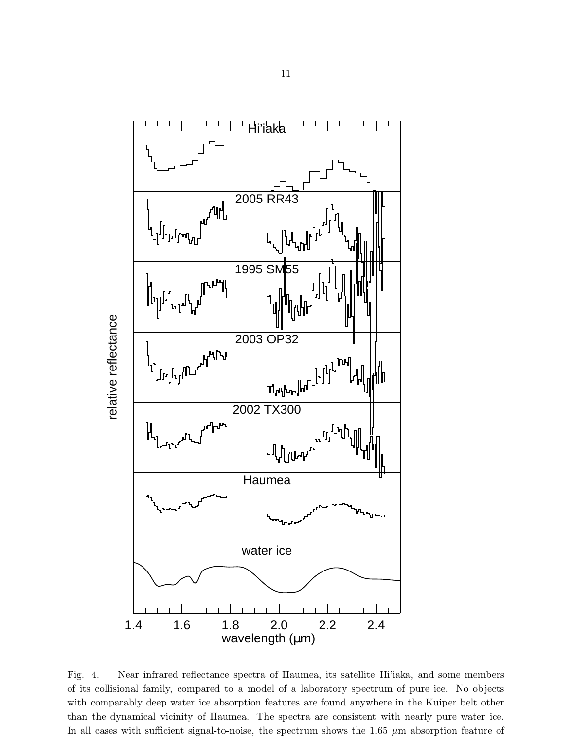Fig. 4.— Near infrared reflectance spectra of Haumea, its satellite Hi'iaka, and some members of its collisional family, compared to a model of a laboratory spectrum of pure ice. No objects with comparably deep water ice absorption features are found anywhere in the Kuiper belt other than the dynamical vicinity of Haumea. The spectra are consistent with nearly pure water ice. In all cases with sufficient signal-to-noise, the spectrum shows the 1.65 $\mu$m absorption feature of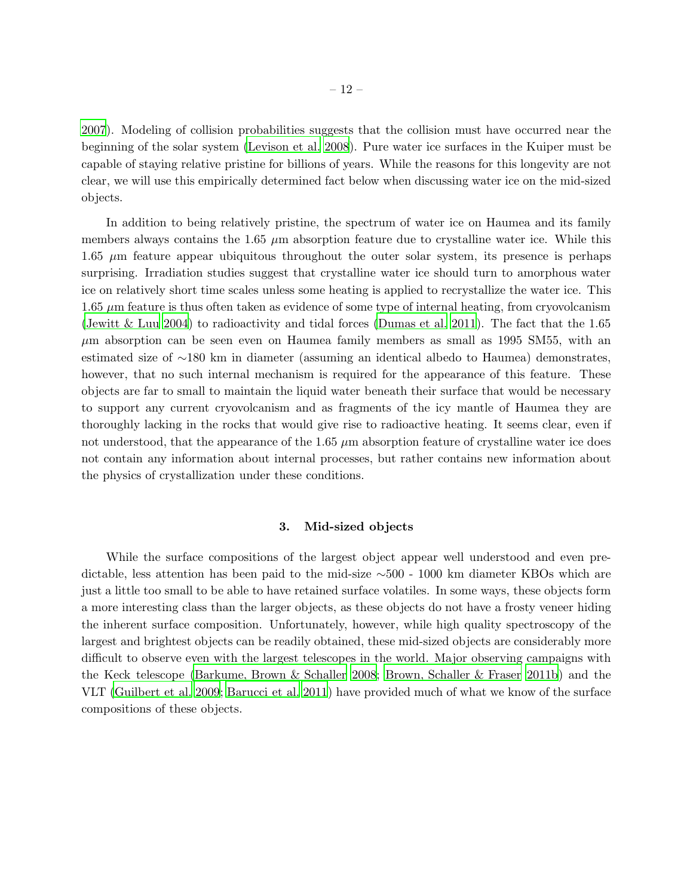2007). Modeling of collision probabilities suggests that the collision must have occurred near the beginning of the solar system (Levison et al. 2008). Pure water ice surfaces in the Kuiper must be capable of staying relative pristine for billions of years. While the reasons for this longevity are not clear, we will use this empirically determined fact below when discussing water ice on the mid-sized objects.

In addition to being relatively pristine, the spectrum of water ice on Haumea and its family members always contains the 1.65 $\mu$m absorption feature due to crystalline water ice. While this 1.65 $\mu$m feature appear ubiquitous throughout the outer solar system, its presence is perhaps surprising. Irradiation studies suggest that crystalline water ice should turn to amorphous water ice on relatively short time scales unless some heating is applied to recrystallize the water ice. This 1.65 $\mu$m feature is thus often taken as evidence of some type of internal heating, from cryovolcanism (Jewitt & Luu 2004) to radioactivity and tidal forces (Dumas et al. 2011). The fact that the 1.65 $\mu$m absorption can be seen even on Haumea family members as small as 1995 SM55, with an estimated size of $\sim$180 km in diameter (assuming an identical albedo to Haumea) demonstrates, however, that no such internal mechanism is required for the appearance of this feature. These objects are far to small to maintain the liquid water beneath their surface that would be necessary to support any current cryovolcanism and as fragments of the icy mantle of Haumea they are thoroughly lacking in the rocks that would give rise to radioactive heating. It seems clear, even if not understood, that the appearance of the 1.65 $\mu$m absorption feature of crystalline water ice does not contain any information about internal processes, but rather contains new information about the physics of crystallization under these conditions.

## 3. Mid-sized objects

While the surface compositions of the largest object appear well understood and even predictable, less attention has been paid to the mid-size $\sim$500 - 1000 km diameter KBOs which are just a little too small to be able to have retained surface volatiles. In some ways, these objects form a more interesting class than the larger objects, as these objects do not have a frosty veneer hiding the inherent surface composition. Unfortunately, however, while high quality spectroscopy of the largest and brightest objects can be readily obtained, these mid-sized objects are considerably more difficult to observe even with the largest telescopes in the world. Major observing campaigns with the Keck telescope (Barkume, Brown & Schaller 2008; Brown, Schaller & Fraser 2011b) and the VLT (Guilbert et al. 2009; Barucci et al. 2011) have provided much of what we know of the surface compositions of these objects.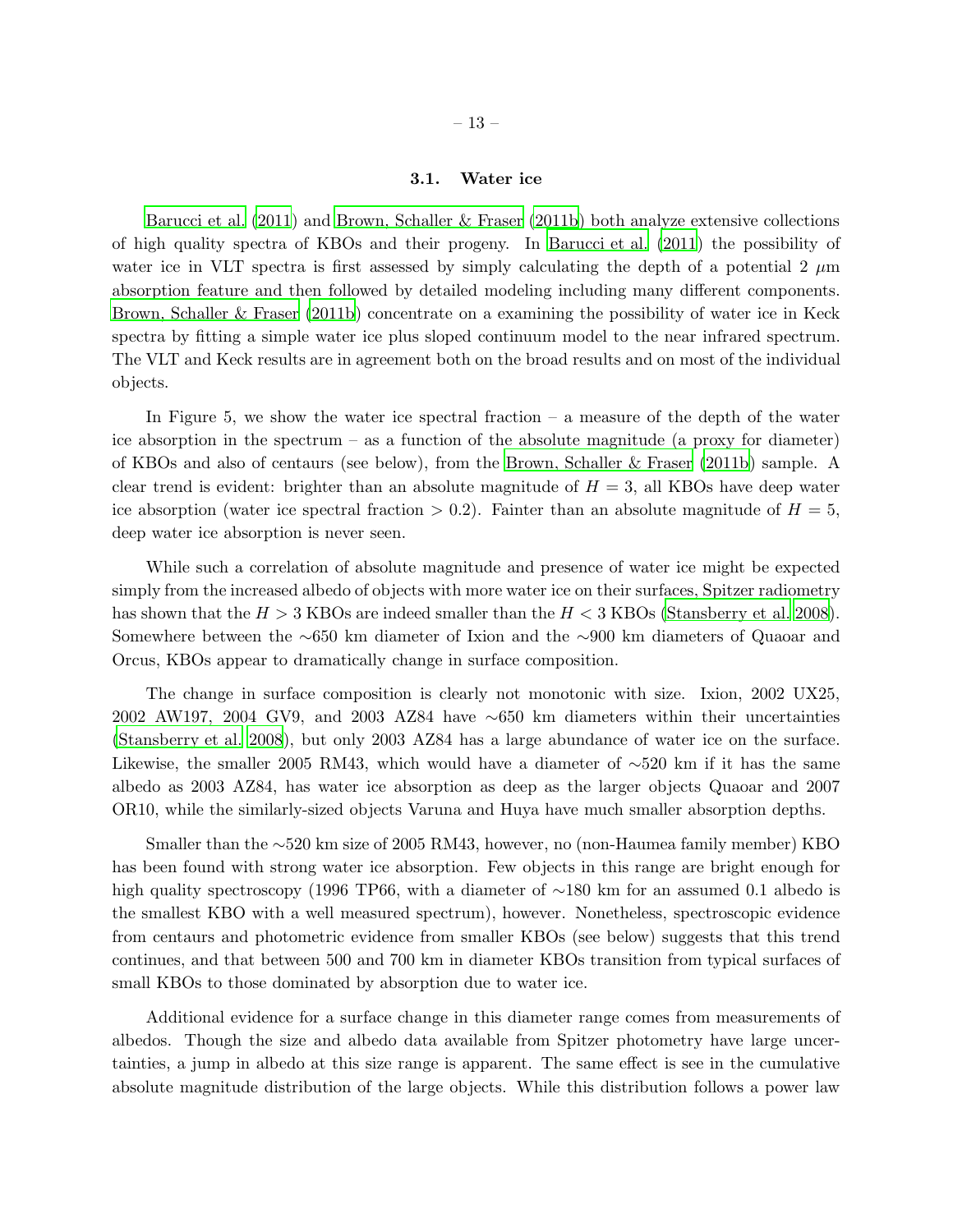### 3.1. Water ice

Barucci et al. (2011) and Brown, Schaller & Fraser (2011b) both analyze extensive collections of high quality spectra of KBOs and their progeny. In Barucci et al. (2011) the possibility of water ice in VLT spectra is first assessed by simply calculating the depth of a potential 2 $\mu$m absorption feature and then followed by detailed modeling including many different components. Brown, Schaller & Fraser (2011b) concentrate on a examining the possibility of water ice in Keck spectra by fitting a simple water ice plus sloped continuum model to the near infrared spectrum. The VLT and Keck results are in agreement both on the broad results and on most of the individual objects.

In Figure 5, we show the water ice spectral fraction – a measure of the depth of the water ice absorption in the spectrum – as a function of the absolute magnitude (a proxy for diameter) of KBOs and also of centaurs (see below), from the Brown, Schaller & Fraser (2011b) sample. A clear trend is evident: brighter than an absolute magnitude of $H = 3$, all KBOs have deep water ice absorption (water ice spectral fraction $> 0.2$). Fainter than an absolute magnitude of $H = 5$, deep water ice absorption is never seen.

While such a correlation of absolute magnitude and presence of water ice might be expected simply from the increased albedo of objects with more water ice on their surfaces, Spitzer radiometry has shown that the $H > 3$ KBOs are indeed smaller than the $H < 3$ KBOs (Stansberry et al. 2008). Somewhere between the $\sim$650 km diameter of Ixion and the $\sim$900 km diameters of Quaoar and Orcus, KBOs appear to dramatically change in surface composition.

The change in surface composition is clearly not monotonic with size. Ixion, 2002 UX25, 2002 AW197, 2004 GV9, and 2003 AZ84 have $\sim$650 km diameters within their uncertainties (Stansberry et al. 2008), but only 2003 AZ84 has a large abundance of water ice on the surface. Likewise, the smaller 2005 RM43, which would have a diameter of $\sim$520 km if it has the same albedo as 2003 AZ84, has water ice absorption as deep as the larger objects Quaoar and 2007 OR10, while the similarly-sized objects Varuna and Huya have much smaller absorption depths.

Smaller than the $\sim$520 km size of 2005 RM43, however, no (non-Haumea family member) KBO has been found with strong water ice absorption. Few objects in this range are bright enough for high quality spectroscopy (1996 TP66, with a diameter of $\sim$180 km for an assumed 0.1 albedo is the smallest KBO with a well measured spectrum), however. Nonetheless, spectroscopic evidence from centaurs and photometric evidence from smaller KBOs (see below) suggests that this trend continues, and that between 500 and 700 km in diameter KBOs transition from typical surfaces of small KBOs to those dominated by absorption due to water ice.

Additional evidence for a surface change in this diameter range comes from measurements of albedos. Though the size and albedo data available from Spitzer photometry have large uncertainties, a jump in albedo at this size range is apparent. The same effect is see in the cumulative absolute magnitude distribution of the large objects. While this distribution follows a power law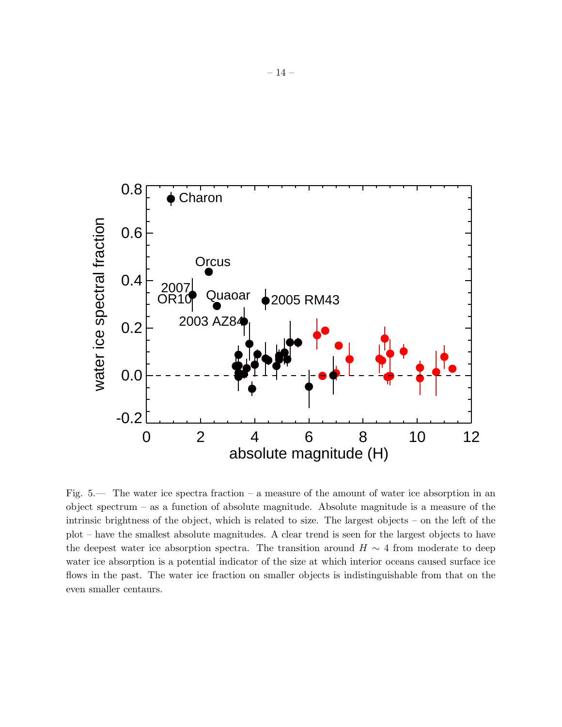Fig. 5.— The water ice spectra fraction – a measure of the amount of water ice absorption in an object spectrum – as a function of absolute magnitude. Absolute magnitude is a measure of the intrinsic brightness of the object, which is related to size. The largest objects – on the left of the plot – have the smallest absolute magnitudes. A clear trend is seen for the largest objects to have the deepest water ice absorption spectra. The transition around $H \sim 4$ from moderate to deep water ice absorption is a potential indicator of the size at which interior oceans caused surface ice flows in the past. The water ice fraction on smaller objects is indistinguishable from that on the even smaller centaurs.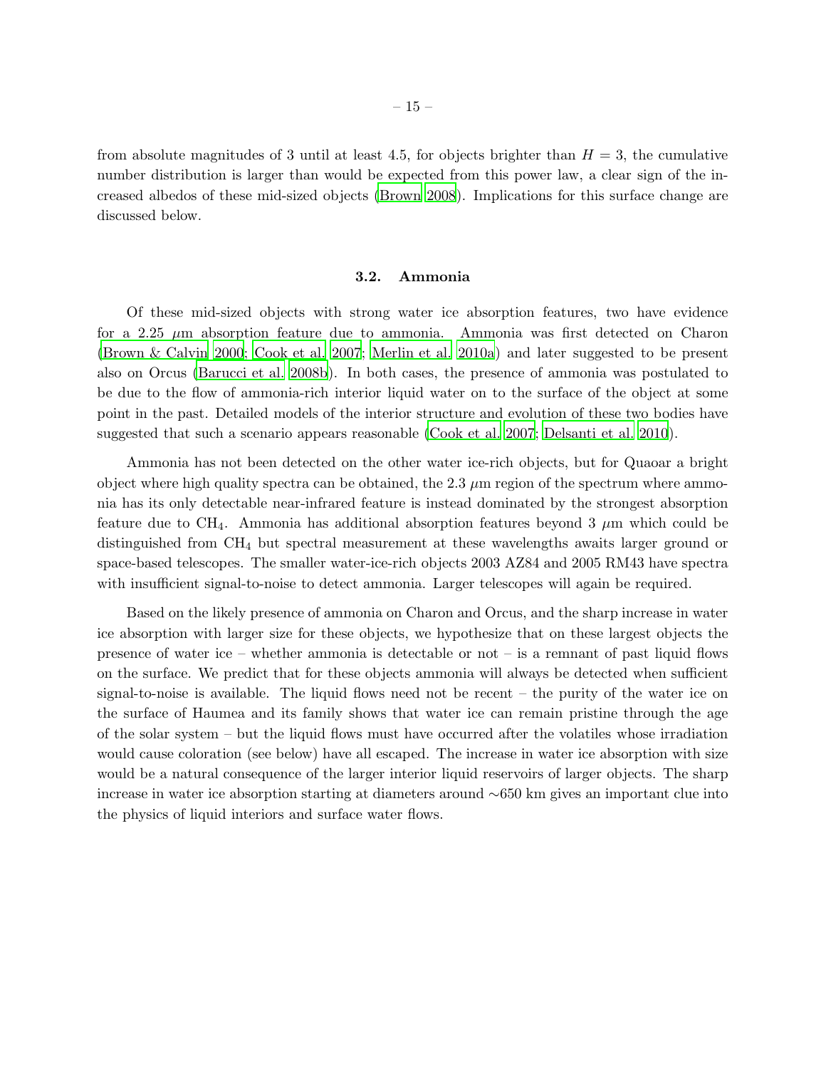from absolute magnitudes of 3 until at least 4.5, for objects brighter than $H = 3$, the cumulative number distribution is larger than would be expected from this power law, a clear sign of the increased albedos of these mid-sized objects (Brown 2008). Implications for this surface change are discussed below.

### 3.2. Ammonia

Of these mid-sized objects with strong water ice absorption features, two have evidence for a 2.25 $\mu$m absorption feature due to ammonia. Ammonia was first detected on Charon (Brown & Calvin 2000; Cook et al. 2007; Merlin et al. 2010a) and later suggested to be present also on Orcus (Barucci et al. 2008b). In both cases, the presence of ammonia was postulated to be due to the flow of ammonia-rich interior liquid water on to the surface of the object at some point in the past. Detailed models of the interior structure and evolution of these two bodies have suggested that such a scenario appears reasonable (Cook et al. 2007; Delsanti et al. 2010).

Ammonia has not been detected on the other water ice-rich objects, but for Quaoar a bright object where high quality spectra can be obtained, the 2.3 $\mu$m region of the spectrum where ammonia has its only detectable near-infrared feature is instead dominated by the strongest absorption feature due to $CH_4$. Ammonia has additional absorption features beyond 3 $\mu$m which could be distinguished from $CH_4$ but spectral measurement at these wavelengths awaits larger ground or space-based telescopes. The smaller water-ice-rich objects 2003 AZ84 and 2005 RM43 have spectra with insufficient signal-to-noise to detect ammonia. Larger telescopes will again be required.

Based on the likely presence of ammonia on Charon and Orcus, and the sharp increase in water ice absorption with larger size for these objects, we hypothesize that on these largest objects the presence of water ice – whether ammonia is detectable or not – is a remnant of past liquid flows on the surface. We predict that for these objects ammonia will always be detected when sufficient signal-to-noise is available. The liquid flows need not be recent – the purity of the water ice on the surface of Haumea and its family shows that water ice can remain pristine through the age of the solar system – but the liquid flows must have occurred after the volatiles whose irradiation would cause coloration (see below) have all escaped. The increase in water ice absorption with size would be a natural consequence of the larger interior liquid reservoirs of larger objects. The sharp increase in water ice absorption starting at diameters around $\sim$650 km gives an important clue into the physics of liquid interiors and surface water flows.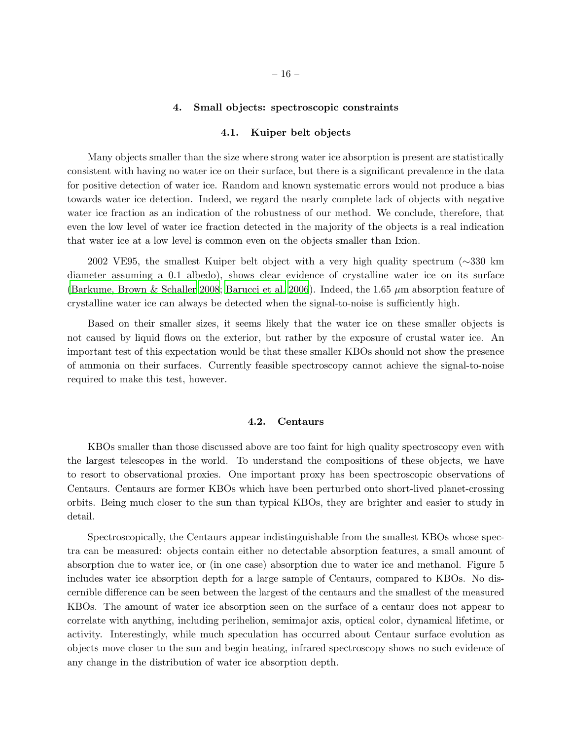## 4. Small objects: spectroscopic constraints

### 4.1. Kuiper belt objects

Many objects smaller than the size where strong water ice absorption is present are statistically consistent with having no water ice on their surface, but there is a significant prevalence in the data for positive detection of water ice. Random and known systematic errors would not produce a bias towards water ice detection. Indeed, we regard the nearly complete lack of objects with negative water ice fraction as an indication of the robustness of our method. We conclude, therefore, that even the low level of water ice fraction detected in the majority of the objects is a real indication that water ice at a low level is common even on the objects smaller than Ixion.

2002 VE95, the smallest Kuiper belt object with a very high quality spectrum (∼330 km diameter assuming a 0.1 albedo), shows clear evidence of crystalline water ice on its surface (Barkume, Brown & Schaller 2008; Barucci et al. 2006). Indeed, the 1.65 $\mu$m absorption feature of crystalline water ice can always be detected when the signal-to-noise is sufficiently high.

Based on their smaller sizes, it seems likely that the water ice on these smaller objects is not caused by liquid flows on the exterior, but rather by the exposure of crustal water ice. An important test of this expectation would be that these smaller KBOs should not show the presence of ammonia on their surfaces. Currently feasible spectroscopy cannot achieve the signal-to-noise required to make this test, however.

### 4.2. Centaurs

KBOs smaller than those discussed above are too faint for high quality spectroscopy even with the largest telescopes in the world. To understand the compositions of these objects, we have to resort to observational proxies. One important proxy has been spectroscopic observations of Centaurs. Centaurs are former KBOs which have been perturbed onto short-lived planet-crossing orbits. Being much closer to the sun than typical KBOs, they are brighter and easier to study in detail.

Spectroscopically, the Centaurs appear indistinguishable from the smallest KBOs whose spectra can be measured: objects contain either no detectable absorption features, a small amount of absorption due to water ice, or (in one case) absorption due to water ice and methanol. Figure 5 includes water ice absorption depth for a large sample of Centaurs, compared to KBOs. No discernible difference can be seen between the largest of the centaurs and the smallest of the measured KBOs. The amount of water ice absorption seen on the surface of a centaur does not appear to correlate with anything, including perihelion, semimajor axis, optical color, dynamical lifetime, or activity. Interestingly, while much speculation has occurred about Centaur surface evolution as objects move closer to the sun and begin heating, infrared spectroscopy shows no such evidence of any change in the distribution of water ice absorption depth.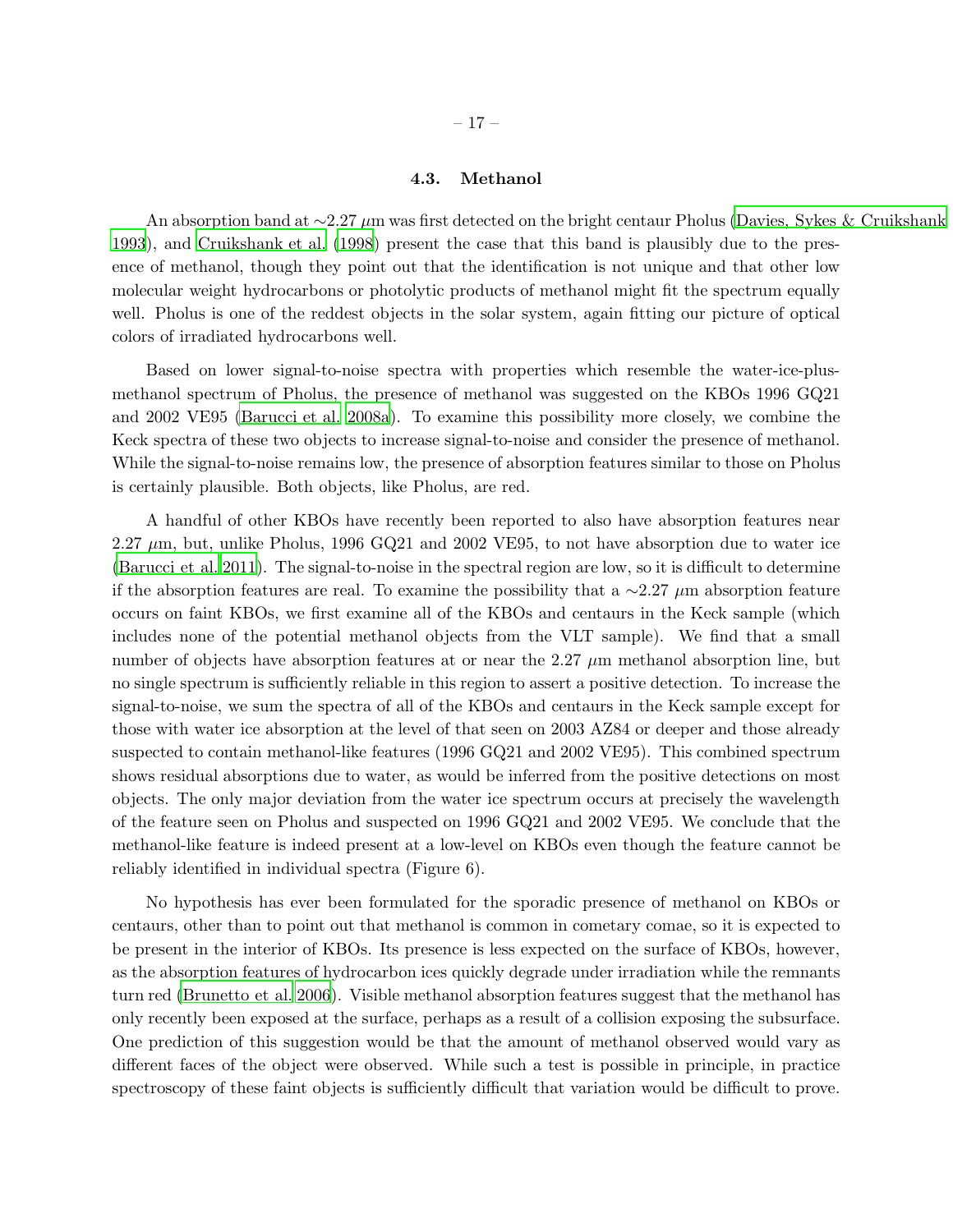### 4.3. Methanol

An absorption band at $\sim$2.27 $\mu$m was first detected on the bright centaur Pholus (Davies, Sykes & Cruikshank 1993), and Cruikshank et al. (1998) present the case that this band is plausibly due to the presence of methanol, though they point out that the identification is not unique and that other low molecular weight hydrocarbons or photolytic products of methanol might fit the spectrum equally well. Pholus is one of the reddest objects in the solar system, again fitting our picture of optical colors of irradiated hydrocarbons well.

Based on lower signal-to-noise spectra with properties which resemble the water-ice-plus-methanol spectrum of Pholus, the presence of methanol was suggested on the KBOs 1996 GQ21 and 2002 VE95 (Barucci et al. 2008a). To examine this possibility more closely, we combine the Keck spectra of these two objects to increase signal-to-noise and consider the presence of methanol. While the signal-to-noise remains low, the presence of absorption features similar to those on Pholus is certainly plausible. Both objects, like Pholus, are red.

A handful of other KBOs have recently been reported to also have absorption features near 2.27 $\mu$m, but, unlike Pholus, 1996 GQ21 and 2002 VE95, to not have absorption due to water ice (Barucci et al. 2011). The signal-to-noise in the spectral region are low, so it is difficult to determine if the absorption features are real. To examine the possibility that a $\sim$2.27 $\mu$m absorption feature occurs on faint KBOs, we first examine all of the KBOs and centaurs in the Keck sample (which includes none of the potential methanol objects from the VLT sample). We find that a small number of objects have absorption features at or near the 2.27 $\mu$m methanol absorption line, but no single spectrum is sufficiently reliable in this region to assert a positive detection. To increase the signal-to-noise, we sum the spectra of all of the KBOs and centaurs in the Keck sample except for those with water ice absorption at the level of that seen on 2003 AZ84 or deeper and those already suspected to contain methanol-like features (1996 GQ21 and 2002 VE95). This combined spectrum shows residual absorptions due to water, as would be inferred from the positive detections on most objects. The only major deviation from the water ice spectrum occurs at precisely the wavelength of the feature seen on Pholus and suspected on 1996 GQ21 and 2002 VE95. We conclude that the methanol-like feature is indeed present at a low-level on KBOs even though the feature cannot be reliably identified in individual spectra (Figure 6).

No hypothesis has ever been formulated for the sporadic presence of methanol on KBOs or centaurs, other than to point out that methanol is common in cometary comae, so it is expected to be present in the interior of KBOs. Its presence is less expected on the surface of KBOs, however, as the absorption features of hydrocarbon ices quickly degrade under irradiation while the remnants turn red (Brunetto et al. 2006). Visible methanol absorption features suggest that the methanol has only recently been exposed at the surface, perhaps as a result of a collision exposing the subsurface. One prediction of this suggestion would be that the amount of methanol observed would vary as different faces of the object were observed. While such a test is possible in principle, in practice spectroscopy of these faint objects is sufficiently difficult that variation would be difficult to prove.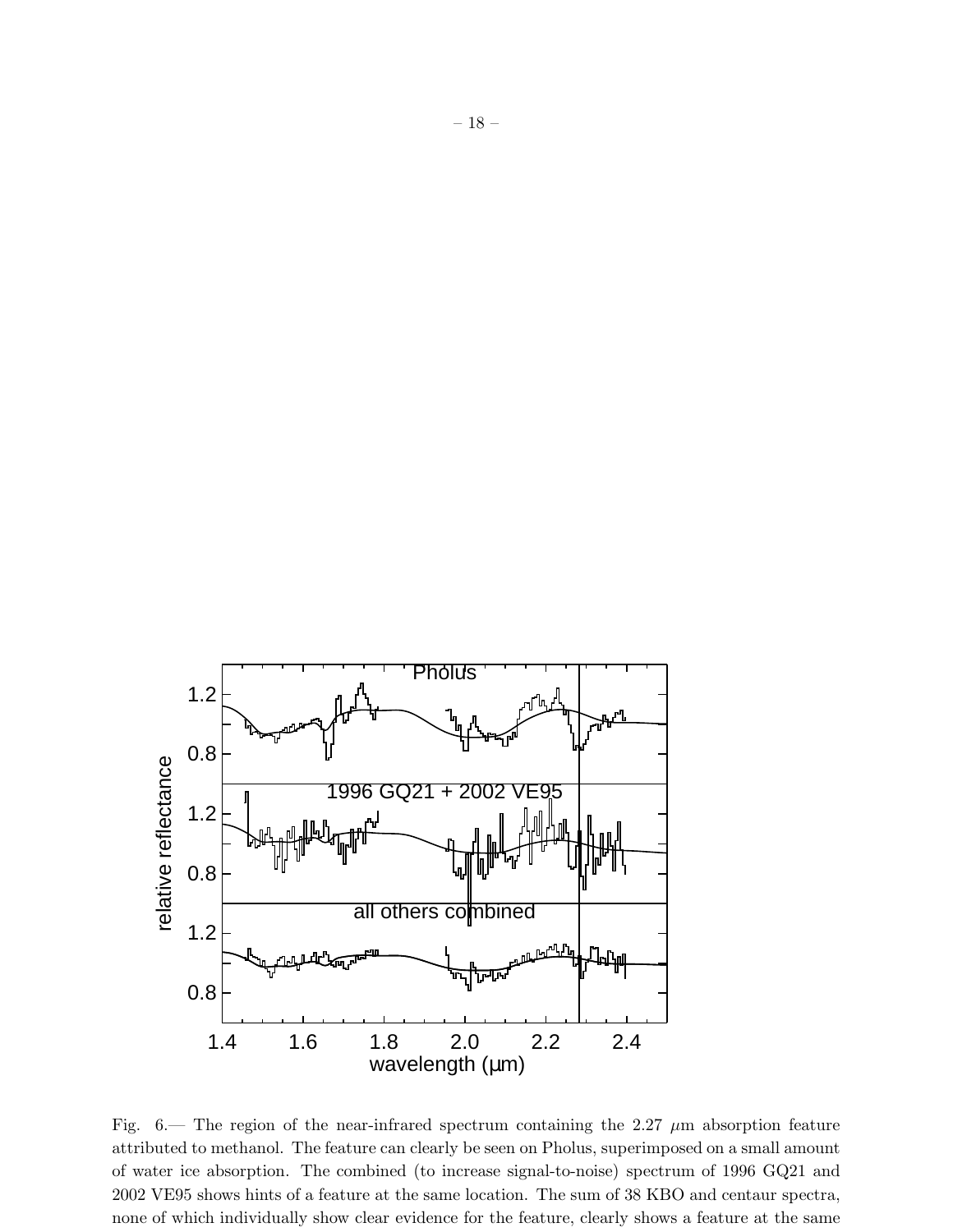Fig. 6.— The region of the near-infrared spectrum containing the 2.27 $\mu$m absorption feature attributed to methanol. The feature can clearly be seen on Pholus, superimposed on a small amount of water ice absorption. The combined (to increase signal-to-noise) spectrum of 1996 GQ21 and 2002 VE95 shows hints of a feature at the same location. The sum of 38 KBO and centaur spectra, none of which individually show clear evidence for the feature, clearly shows a feature at the same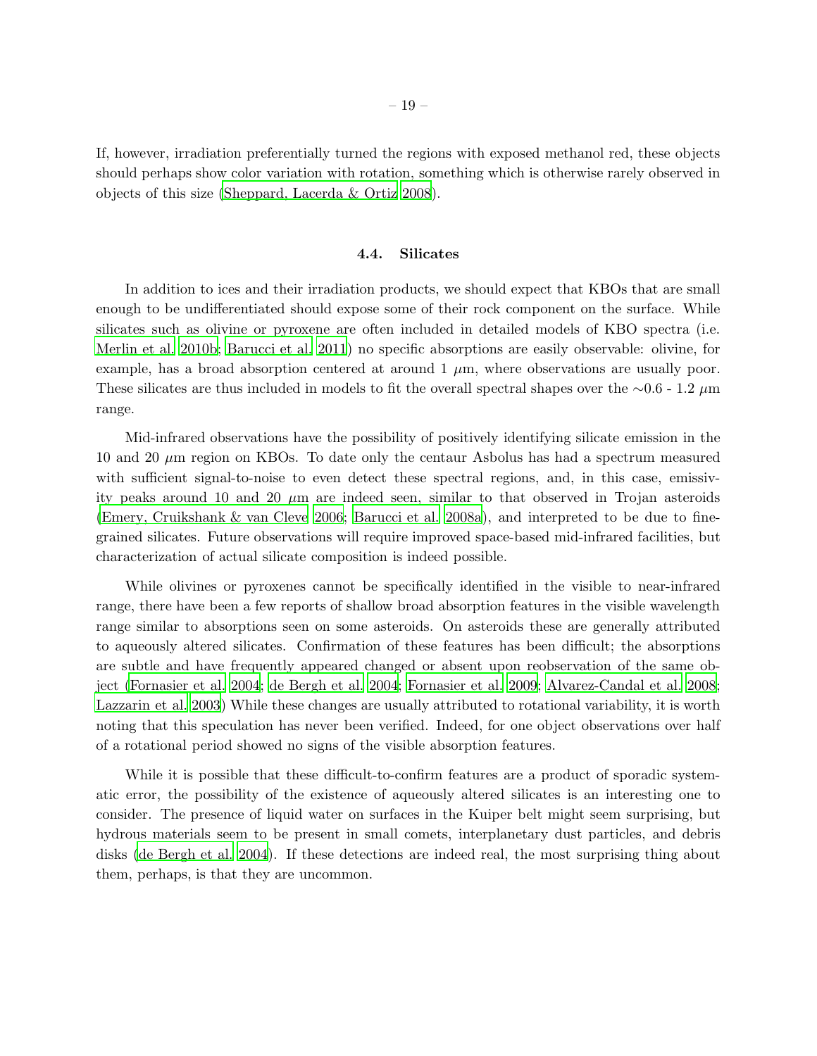If, however, irradiation preferentially turned the regions with exposed methanol red, these objects should perhaps show color variation with rotation, something which is otherwise rarely observed in objects of this size (Sheppard, Lacerda & Ortiz 2008).

### 4.4. Silicates

In addition to ices and their irradiation products, we should expect that KBOs that are small enough to be undifferentiated should expose some of their rock component on the surface. While silicates such as olivine or pyroxene are often included in detailed models of KBO spectra (i.e. Merlin et al. 2010b; Barucci et al. 2011) no specific absorptions are easily observable: olivine, for example, has a broad absorption centered at around 1 $\mu$m, where observations are usually poor. These silicates are thus included in models to fit the overall spectral shapes over the $\sim$0.6 - 1.2 $\mu$m range.

Mid-infrared observations have the possibility of positively identifying silicate emission in the 10 and 20 $\mu$m region on KBOs. To date only the centaur Asbolus has had a spectrum measured with sufficient signal-to-noise to even detect these spectral regions, and, in this case, emissivity peaks around 10 and 20 $\mu$m are indeed seen, similar to that observed in Trojan asteroids (Emery, Cruikshank & van Cleve 2006; Barucci et al. 2008a), and interpreted to be due to fine-grained silicates. Future observations will require improved space-based mid-infrared facilities, but characterization of actual silicate composition is indeed possible.

While olivines or pyroxenes cannot be specifically identified in the visible to near-infrared range, there have been a few reports of shallow broad absorption features in the visible wavelength range similar to absorptions seen on some asteroids. On asteroids these are generally attributed to aqueously altered silicates. Confirmation of these features has been difficult; the absorptions are subtle and have frequently appeared changed or absent upon reobservation of the same object (Fornasier et al. 2004; de Bergh et al. 2004; Fornasier et al. 2009; Alvarez-Candal et al. 2008; Lazzarin et al. 2003) While these changes are usually attributed to rotational variability, it is worth noting that this speculation has never been verified. Indeed, for one object observations over half of a rotational period showed no signs of the visible absorption features.

While it is possible that these difficult-to-confirm features are a product of sporadic systematic error, the possibility of the existence of aqueously altered silicates is an interesting one to consider. The presence of liquid water on surfaces in the Kuiper belt might seem surprising, but hydrous materials seem to be present in small comets, interplanetary dust particles, and debris disks (de Bergh et al. 2004). If these detections are indeed real, the most surprising thing about them, perhaps, is that they are uncommon.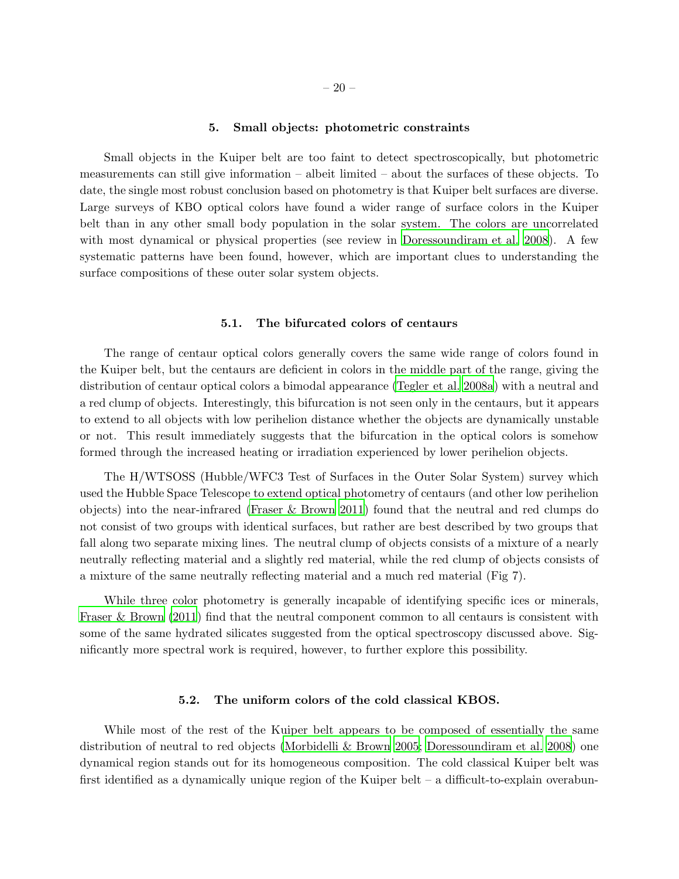## 5. Small objects: photometric constraints

Small objects in the Kuiper belt are too faint to detect spectroscopically, but photometric measurements can still give information – albeit limited – about the surfaces of these objects. To date, the single most robust conclusion based on photometry is that Kuiper belt surfaces are diverse. Large surveys of KBO optical colors have found a wider range of surface colors in the Kuiper belt than in any other small body population in the solar system. The colors are uncorrelated with most dynamical or physical properties (see review in Doressoundiram et al. 2008). A few systematic patterns have been found, however, which are important clues to understanding the surface compositions of these outer solar system objects.

### 5.1. The bifurcated colors of centaurs

The range of centaur optical colors generally covers the same wide range of colors found in the Kuiper belt, but the centaurs are deficient in colors in the middle part of the range, giving the distribution of centaur optical colors a bimodal appearance (Tegler et al. 2008a) with a neutral and a red clump of objects. Interestingly, this bifurcation is not seen only in the centaurs, but it appears to extend to all objects with low perihelion distance whether the objects are dynamically unstable or not. This result immediately suggests that the bifurcation in the optical colors is somehow formed through the increased heating or irradiation experienced by lower perihelion objects.

The H/WTSOSS (Hubble/WFC3 Test of Surfaces in the Outer Solar System) survey which used the Hubble Space Telescope to extend optical photometry of centaurs (and other low perihelion objects) into the near-infrared (Fraser & Brown 2011) found that the neutral and red clumps do not consist of two groups with identical surfaces, but rather are best described by two groups that fall along two separate mixing lines. The neutral clump of objects consists of a mixture of a nearly neutrally reflecting material and a slightly red material, while the red clump of objects consists of a mixture of the same neutrally reflecting material and a much red material (Fig 7).

While three color photometry is generally incapable of identifying specific ices or minerals, Fraser & Brown (2011) find that the neutral component common to all centaurs is consistent with some of the same hydrated silicates suggested from the optical spectroscopy discussed above. Significantly more spectral work is required, however, to further explore this possibility.

### 5.2. The uniform colors of the cold classical KBOS.

While most of the rest of the Kuiper belt appears to be composed of essentially the same distribution of neutral to red objects (Morbidelli & Brown 2005; Doressoundiram et al. 2008) one dynamical region stands out for its homogeneous composition. The cold classical Kuiper belt was first identified as a dynamically unique region of the Kuiper belt – a difficult-to-explain overabun-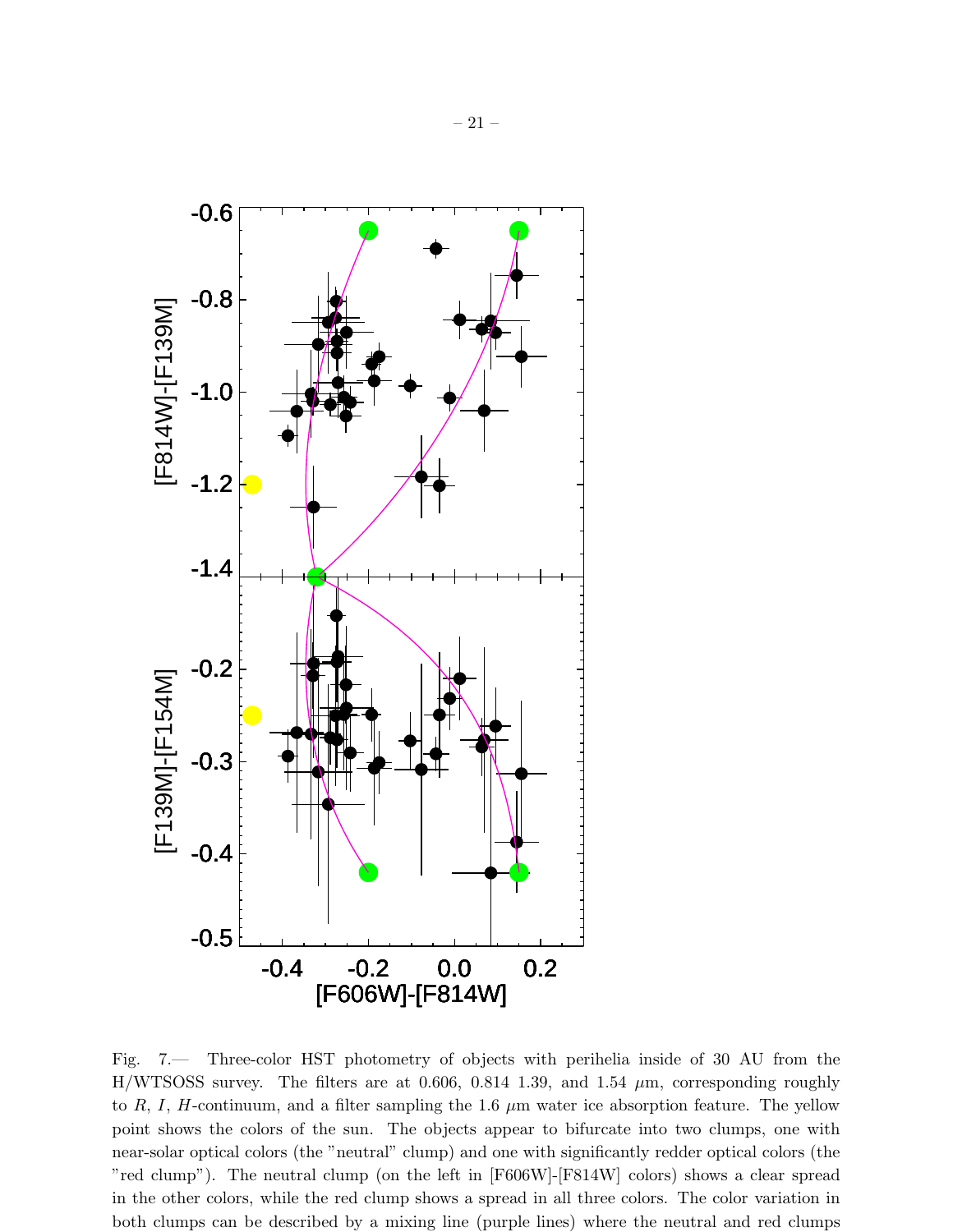Fig. 7.— Three-color HST photometry of objects with perihelia inside of 30 AU from the H/WTSOSS survey. The filters are at 0.606, 0.814 1.39, and 1.54 $\mu$m, corresponding roughly to $R$, $I$, $H$-continuum, and a filter sampling the 1.6 $\mu$m water ice absorption feature. The yellow point shows the colors of the sun. The objects appear to bifurcate into two clumps, one with near-solar optical colors (the "neutral" clump) and one with significantly redder optical colors (the "red clump"). The neutral clump (on the left in [F606W]-[F814W] colors) shows a clear spread in the other colors, while the red clump shows a spread in all three colors. The color variation in both clumps can be described by a mixing line (purple lines) where the neutral and red clumps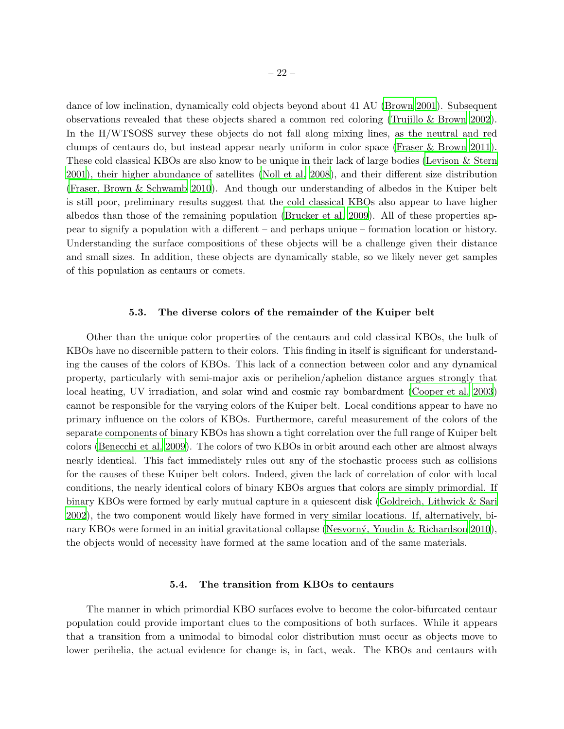dance of low inclination, dynamically cold objects beyond about 41 AU (Brown 2001). Subsequent observations revealed that these objects shared a common red coloring (Trujillo & Brown 2002). In the H/WTSOSS survey these objects do not fall along mixing lines, as the neutral and red clumps of centaurs do, but instead appear nearly uniform in color space (Fraser & Brown 2011). These cold classical KBOs are also know to be unique in their lack of large bodies (Levison & Stern 2001), their higher abundance of satellites (Noll et al. 2008), and their different size distribution (Fraser, Brown & Schwamb 2010). And though our understanding of albedos in the Kuiper belt is still poor, preliminary results suggest that the cold classical KBOs also appear to have higher albedos than those of the remaining population (Brucker et al. 2009). All of these properties appear to signify a population with a different – and perhaps unique – formation location or history. Understanding the surface compositions of these objects will be a challenge given their distance and small sizes. In addition, these objects are dynamically stable, so we likely never get samples of this population as centaurs or comets.

### 5.3. The diverse colors of the remainder of the Kuiper belt

Other than the unique color properties of the centaurs and cold classical KBOs, the bulk of KBOs have no discernible pattern to their colors. This finding in itself is significant for understanding the causes of the colors of KBOs. This lack of a connection between color and any dynamical property, particularly with semi-major axis or perihelion/aphelion distance argues strongly that local heating, UV irradiation, and solar wind and cosmic ray bombardment (Cooper et al. 2003) cannot be responsible for the varying colors of the Kuiper belt. Local conditions appear to have no primary influence on the colors of KBOs. Furthermore, careful measurement of the colors of the separate components of binary KBOs has shown a tight correlation over the full range of Kuiper belt colors (Benecchi et al. 2009). The colors of two KBOs in orbit around each other are almost always nearly identical. This fact immediately rules out any of the stochastic process such as collisions for the causes of these Kuiper belt colors. Indeed, given the lack of correlation of color with local conditions, the nearly identical colors of binary KBOs argues that colors are simply primordial. If binary KBOs were formed by early mutual capture in a quiescent disk (Goldreich, Lithwick & Sari 2002), the two component would likely have formed in very similar locations. If, alternatively, binary KBOs were formed in an initial gravitational collapse (Nesvorný, Youdin & Richardson 2010), the objects would of necessity have formed at the same location and of the same materials.

### 5.4. The transition from KBOs to centaurs

The manner in which primordial KBO surfaces evolve to become the color-bifurcated centaur population could provide important clues to the compositions of both surfaces. While it appears that a transition from a unimodal to bimodal color distribution must occur as objects move to lower perihelia, the actual evidence for change is, in fact, weak. The KBOs and centaurs with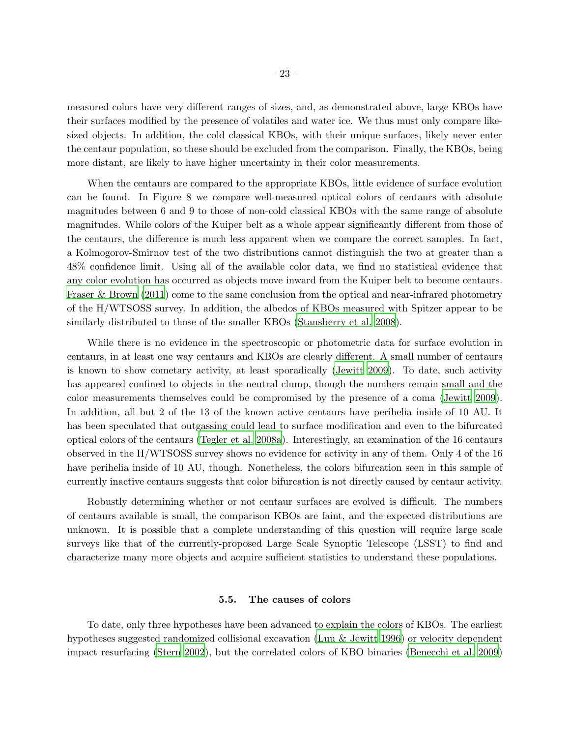measured colors have very different ranges of sizes, and, as demonstrated above, large KBOs have their surfaces modified by the presence of volatiles and water ice. We thus must only compare like-sized objects. In addition, the cold classical KBOs, with their unique surfaces, likely never enter the centaur population, so these should be excluded from the comparison. Finally, the KBOs, being more distant, are likely to have higher uncertainty in their color measurements.

When the centaurs are compared to the appropriate KBOs, little evidence of surface evolution can be found. In Figure 8 we compare well-measured optical colors of centaurs with absolute magnitudes between 6 and 9 to those of non-cold classical KBOs with the same range of absolute magnitudes. While colors of the Kuiper belt as a whole appear significantly different from those of the centaurs, the difference is much less apparent when we compare the correct samples. In fact, a Kolmogorov-Smirnov test of the two distributions cannot distinguish the two at greater than a 48% confidence limit. Using all of the available color data, we find no statistical evidence that any color evolution has occurred as objects move inward from the Kuiper belt to become centaurs. Fraser & Brown (2011) come to the same conclusion from the optical and near-infrared photometry of the H/WTSOSS survey. In addition, the albedos of KBOs measured with Spitzer appear to be similarly distributed to those of the smaller KBOs (Stansberry et al. 2008).

While there is no evidence in the spectroscopic or photometric data for surface evolution in centaurs, in at least one way centaurs and KBOs are clearly different. A small number of centaurs is known to show cometary activity, at least sporadically (Jewitt 2009). To date, such activity has appeared confined to objects in the neutral clump, though the numbers remain small and the color measurements themselves could be compromised by the presence of a coma (Jewitt 2009). In addition, all but 2 of the 13 of the known active centaurs have perihelia inside of 10 AU. It has been speculated that outgassing could lead to surface modification and even to the bifurcated optical colors of the centaurs (Tegler et al. 2008a). Interestingly, an examination of the 16 centaurs observed in the H/WTSOSS survey shows no evidence for activity in any of them. Only 4 of the 16 have perihelia inside of 10 AU, though. Nonetheless, the colors bifurcation seen in this sample of currently inactive centaurs suggests that color bifurcation is not directly caused by centaur activity.

Robustly determining whether or not centaur surfaces are evolved is difficult. The numbers of centaurs available is small, the comparison KBOs are faint, and the expected distributions are unknown. It is possible that a complete understanding of this question will require large scale surveys like that of the currently-proposed Large Scale Synoptic Telescope (LSST) to find and characterize many more objects and acquire sufficient statistics to understand these populations.

### 5.5. The causes of colors

To date, only three hypotheses have been advanced to explain the colors of KBOs. The earliest hypotheses suggested randomized collisional excavation (Luu & Jewitt 1996) or velocity dependent impact resurfacing (Stern 2002), but the correlated colors of KBO binaries (Benecchi et al. 2009)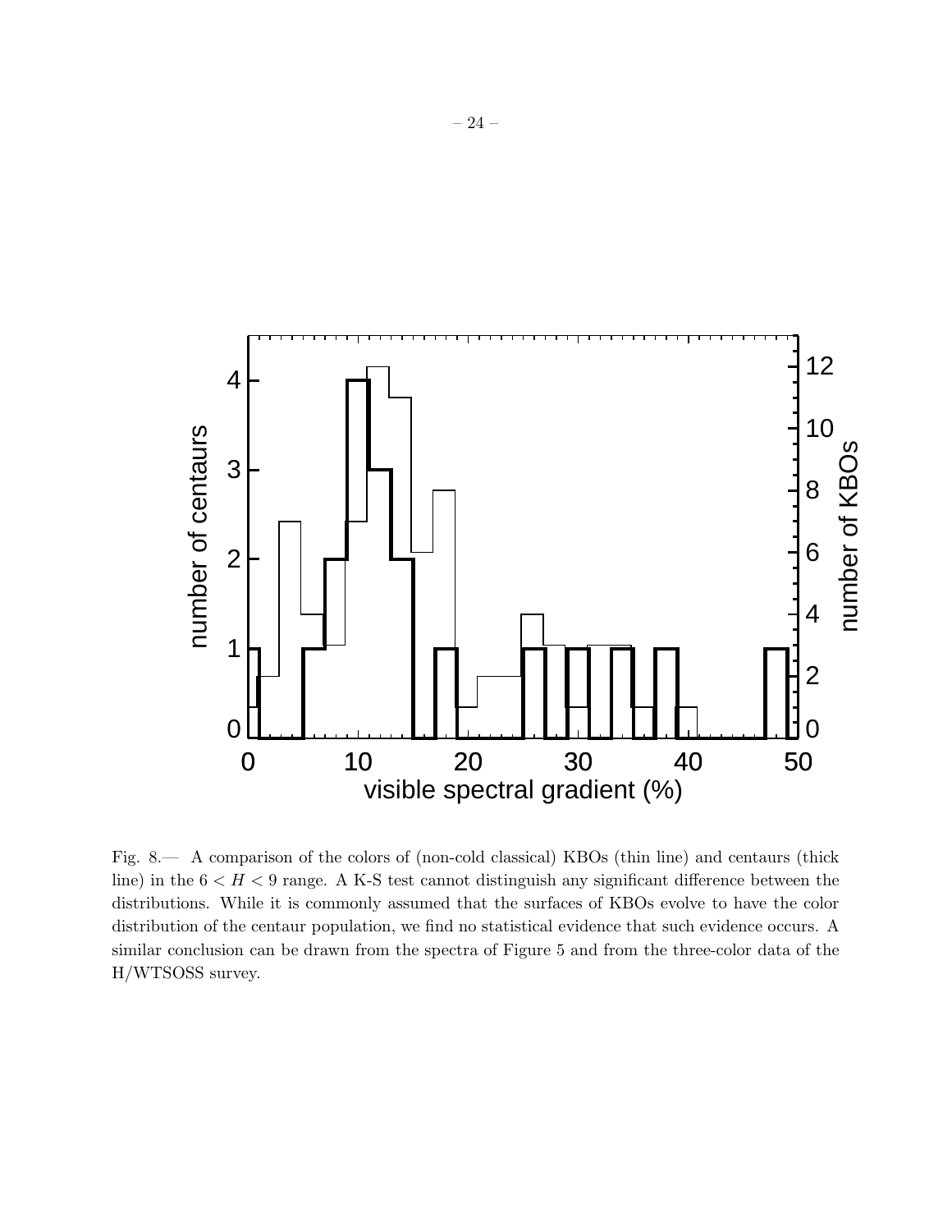Fig. 8.— A comparison of the colors of (non-cold classical) KBOs (thin line) and centaurs (thick line) in the $6 < H < 9$ range. A K-S test cannot distinguish any significant difference between the distributions. While it is commonly assumed that the surfaces of KBOs evolve to have the color distribution of the centaur population, we find no statistical evidence that such evidence occurs. A similar conclusion can be drawn from the spectra of Figure 5 and from the three-color data of the H/WTSOSS survey.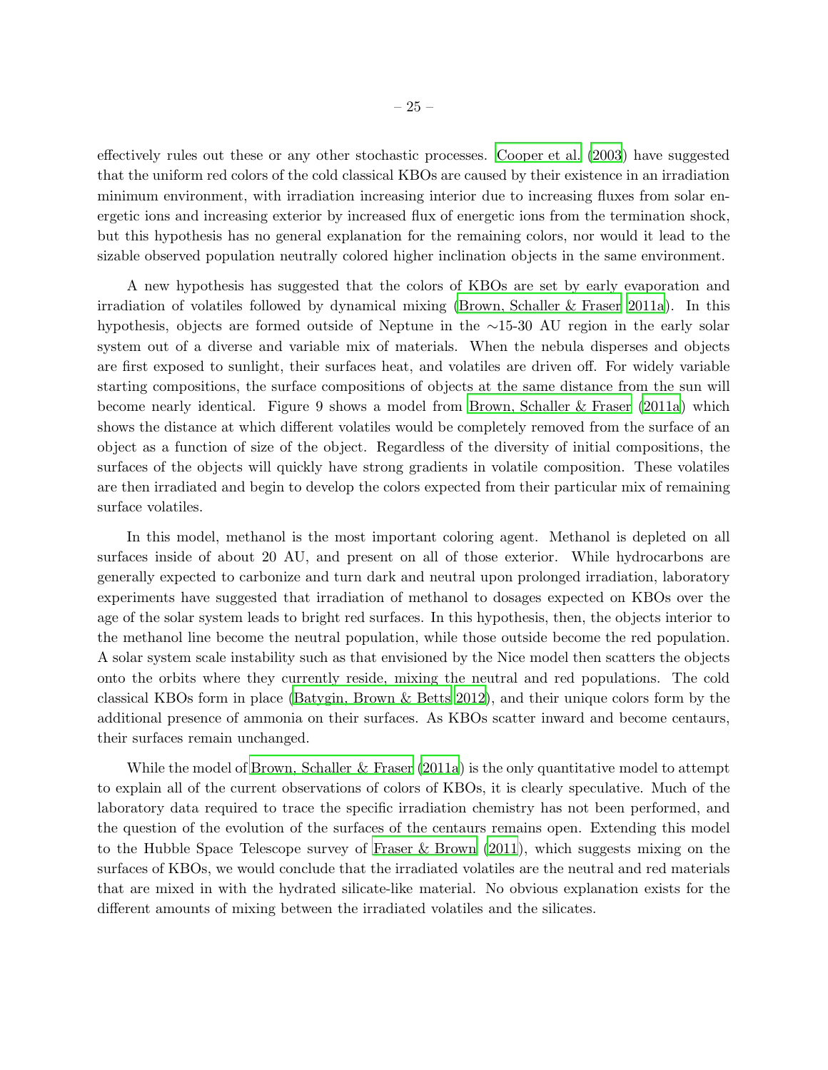effectively rules out these or any other stochastic processes. Cooper et al. (2003) have suggested that the uniform red colors of the cold classical KBOs are caused by their existence in an irradiation minimum environment, with irradiation increasing interior due to increasing fluxes from solar energetic ions and increasing exterior by increased flux of energetic ions from the termination shock, but this hypothesis has no general explanation for the remaining colors, nor would it lead to the sizable observed population neutrally colored higher inclination objects in the same environment.

A new hypothesis has suggested that the colors of KBOs are set by early evaporation and irradiation of volatiles followed by dynamical mixing (Brown, Schaller & Fraser 2011a). In this hypothesis, objects are formed outside of Neptune in the ∼15-30 AU region in the early solar system out of a diverse and variable mix of materials. When the nebula disperses and objects are first exposed to sunlight, their surfaces heat, and volatiles are driven off. For widely variable starting compositions, the surface compositions of objects at the same distance from the sun will become nearly identical. Figure 9 shows a model from Brown, Schaller & Fraser (2011a) which shows the distance at which different volatiles would be completely removed from the surface of an object as a function of size of the object. Regardless of the diversity of initial compositions, the surfaces of the objects will quickly have strong gradients in volatile composition. These volatiles are then irradiated and begin to develop the colors expected from their particular mix of remaining surface volatiles.

In this model, methanol is the most important coloring agent. Methanol is depleted on all surfaces inside of about 20 AU, and present on all of those exterior. While hydrocarbons are generally expected to carbonize and turn dark and neutral upon prolonged irradiation, laboratory experiments have suggested that irradiation of methanol to dosages expected on KBOs over the age of the solar system leads to bright red surfaces. In this hypothesis, then, the objects interior to the methanol line become the neutral population, while those outside become the red population. A solar system scale instability such as that envisioned by the Nice model then scatters the objects onto the orbits where they currently reside, mixing the neutral and red populations. The cold classical KBOs form in place (Batygin, Brown & Betts 2012), and their unique colors form by the additional presence of ammonia on their surfaces. As KBOs scatter inward and become centaurs, their surfaces remain unchanged.

While the model of Brown, Schaller & Fraser (2011a) is the only quantitative model to attempt to explain all of the current observations of colors of KBOs, it is clearly speculative. Much of the laboratory data required to trace the specific irradiation chemistry has not been performed, and the question of the evolution of the surfaces of the centaurs remains open. Extending this model to the Hubble Space Telescope survey of Fraser & Brown (2011), which suggests mixing on the surfaces of KBOs, we would conclude that the irradiated volatiles are the neutral and red materials that are mixed in with the hydrated silicate-like material. No obvious explanation exists for the different amounts of mixing between the irradiated volatiles and the silicates.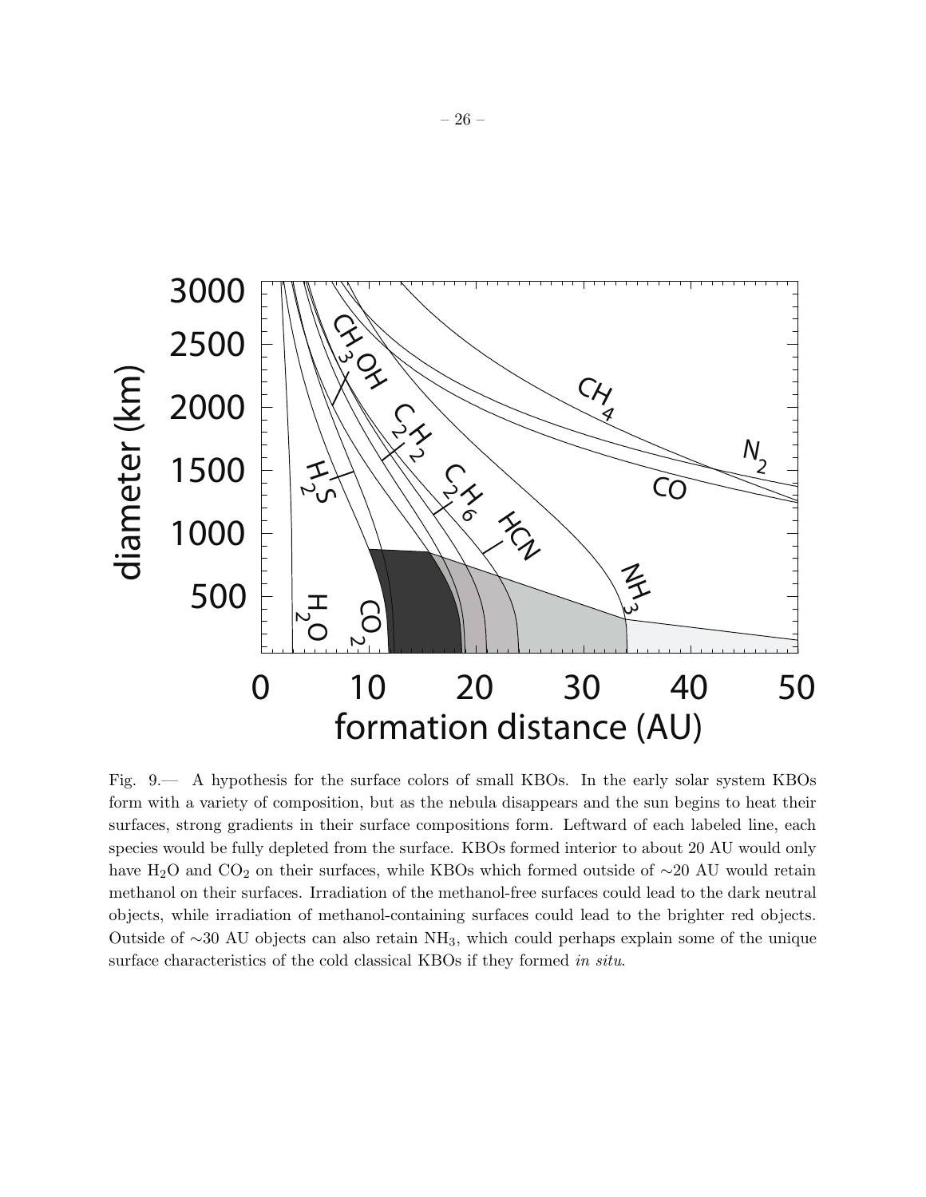Fig. 9.— A hypothesis for the surface colors of small KBOs. In the early solar system KBOs form with a variety of composition, but as the nebula disappears and the sun begins to heat their surfaces, strong gradients in their surface compositions form. Leftward of each labeled line, each species would be fully depleted from the surface. KBOs formed interior to about 20 AU would only have $H_2O$ and $CO_2$ on their surfaces, while KBOs which formed outside of ∼20 AU would retain methanol on their surfaces. Irradiation of the methanol-free surfaces could lead to the dark neutral objects, while irradiation of methanol-containing surfaces could lead to the brighter red objects. Outside of ∼30 AU objects can also retain $NH_3$, which could perhaps explain some of the unique surface characteristics of the cold classical KBOs if they formed *in situ*.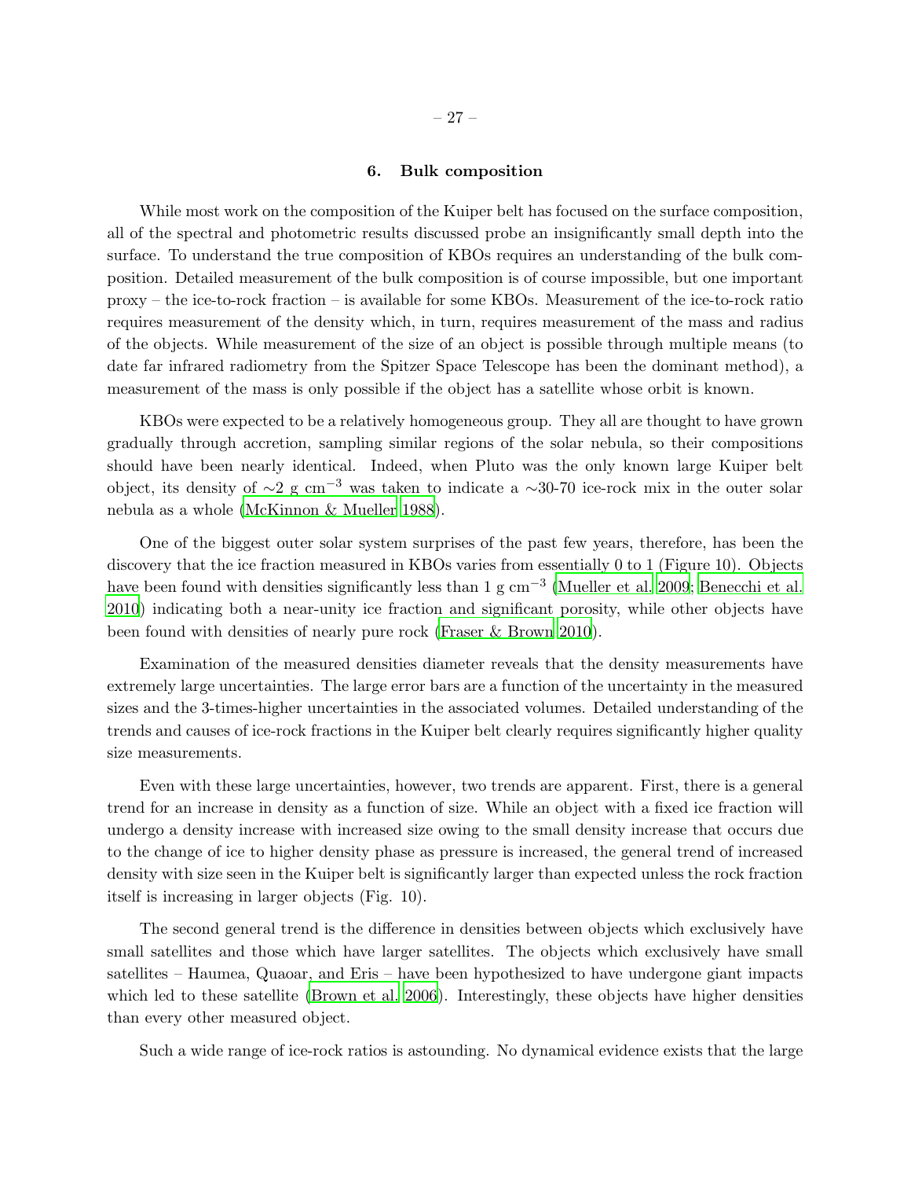## 6. Bulk composition

While most work on the composition of the Kuiper belt has focused on the surface composition, all of the spectral and photometric results discussed probe an insignificantly small depth into the surface. To understand the true composition of KBOs requires an understanding of the bulk composition. Detailed measurement of the bulk composition is of course impossible, but one important proxy – the ice-to-rock fraction – is available for some KBOs. Measurement of the ice-to-rock ratio requires measurement of the density which, in turn, requires measurement of the mass and radius of the objects. While measurement of the size of an object is possible through multiple means (to date far infrared radiometry from the Spitzer Space Telescope has been the dominant method), a measurement of the mass is only possible if the object has a satellite whose orbit is known.

KBOs were expected to be a relatively homogeneous group. They all are thought to have grown gradually through accretion, sampling similar regions of the solar nebula, so their compositions should have been nearly identical. Indeed, when Pluto was the only known large Kuiper belt object, its density of $\sim$2 g cm$^{-3}$ was taken to indicate a $\sim$30-70 ice-rock mix in the outer solar nebula as a whole (McKinnon & Mueller 1988).

One of the biggest outer solar system surprises of the past few years, therefore, has been the discovery that the ice fraction measured in KBOs varies from essentially 0 to 1 (Figure 10). Objects have been found with densities significantly less than 1 g cm$^{-3}$ (Mueller et al. 2009; Benecchi et al. 2010) indicating both a near-unity ice fraction and significant porosity, while other objects have been found with densities of nearly pure rock (Fraser & Brown 2010).

Examination of the measured densities diameter reveals that the density measurements have extremely large uncertainties. The large error bars are a function of the uncertainty in the measured sizes and the 3-times-higher uncertainties in the associated volumes. Detailed understanding of the trends and causes of ice-rock fractions in the Kuiper belt clearly requires significantly higher quality size measurements.

Even with these large uncertainties, however, two trends are apparent. First, there is a general trend for an increase in density as a function of size. While an object with a fixed ice fraction will undergo a density increase with increased size owing to the small density increase that occurs due to the change of ice to higher density phase as pressure is increased, the general trend of increased density with size seen in the Kuiper belt is significantly larger than expected unless the rock fraction itself is increasing in larger objects (Fig. 10).

The second general trend is the difference in densities between objects which exclusively have small satellites and those which have larger satellites. The objects which exclusively have small satellites – Haumea, Quaoar, and Eris – have been hypothesized to have undergone giant impacts which led to these satellite (Brown et al. 2006). Interestingly, these objects have higher densities than every other measured object.

Such a wide range of ice-rock ratios is astounding. No dynamical evidence exists that the large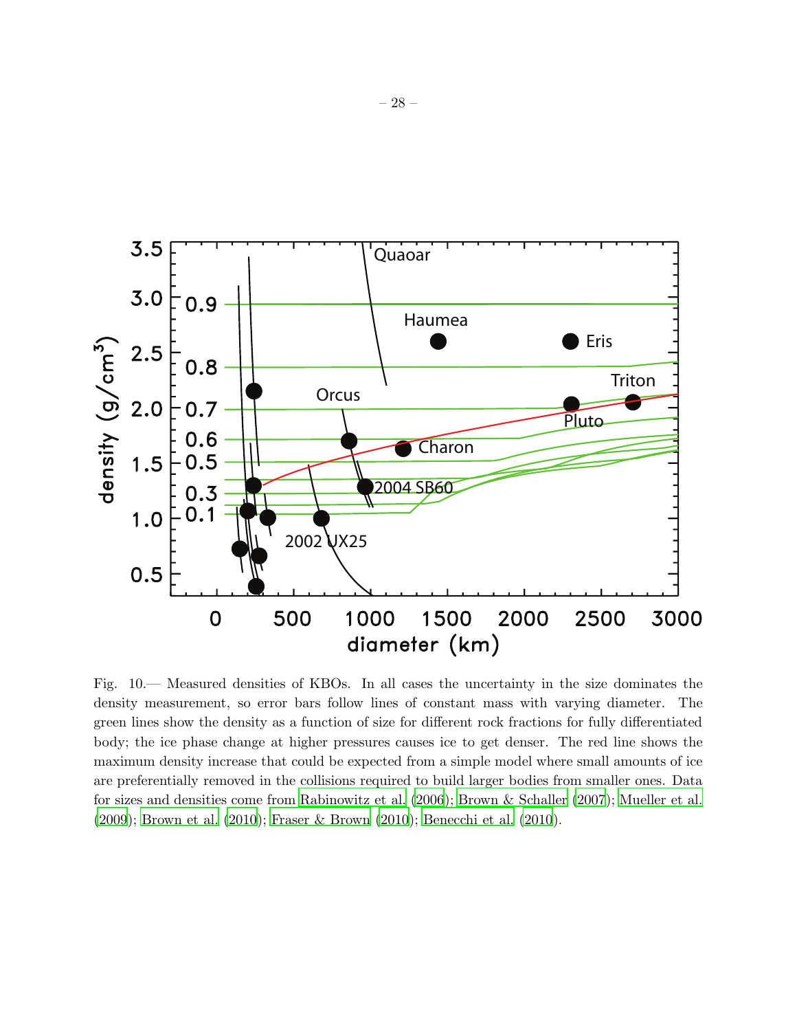Fig. 10.— Measured densities of KBOs. In all cases the uncertainty in the size dominates the density measurement, so error bars follow lines of constant mass with varying diameter. The green lines show the density as a function of size for different rock fractions for fully differentiated body; the ice phase change at higher pressures causes ice to get denser. The red line shows the maximum density increase that could be expected from a simple model where small amounts of ice are preferentially removed in the collisions required to build larger bodies from smaller ones. Data for sizes and densities come from Rabinowitz et al. (2006); Brown & Schaller (2007); Mueller et al. (2009); Brown et al. (2010); Fraser & Brown (2010); Benecchi et al. (2010).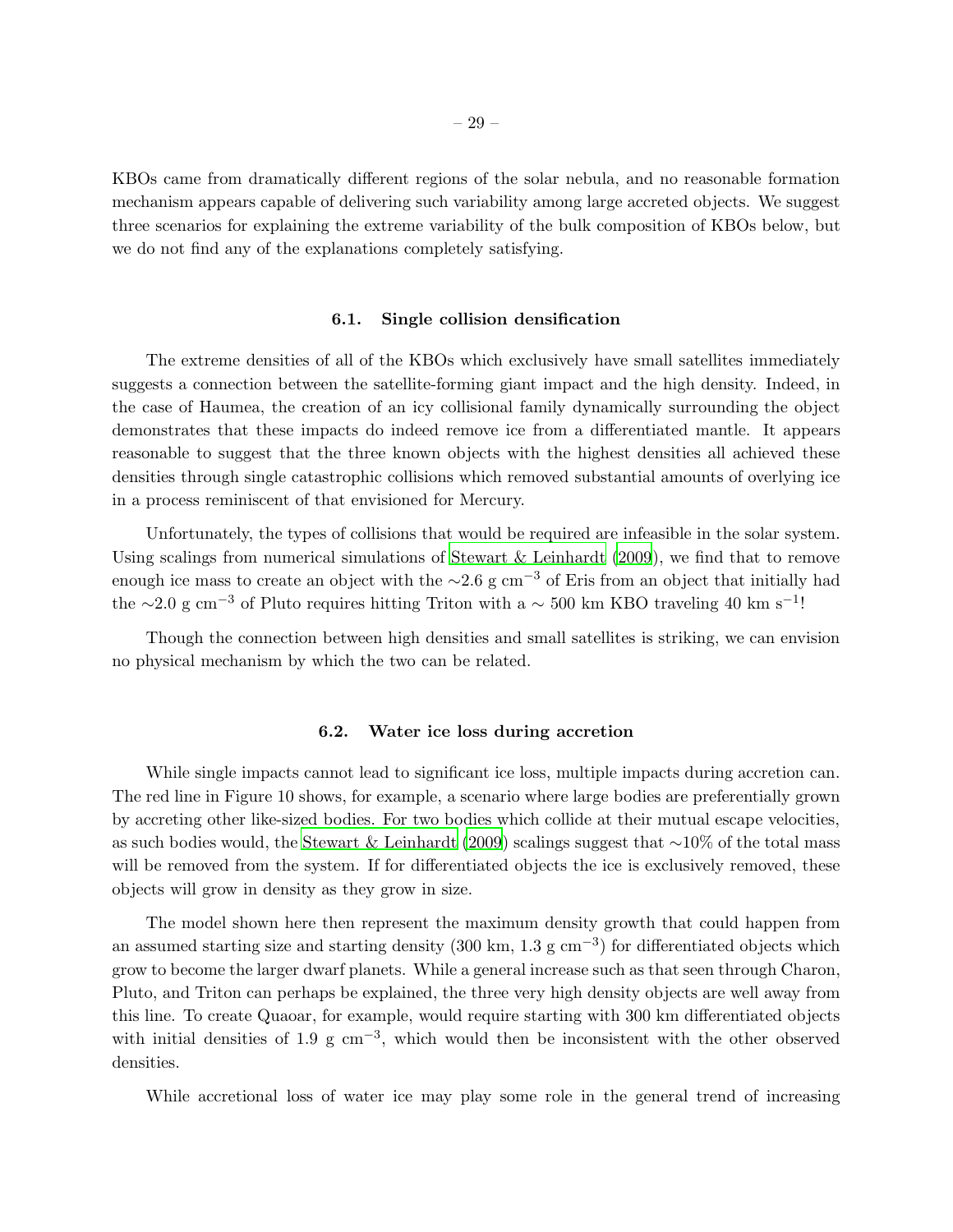KBOs came from dramatically different regions of the solar nebula, and no reasonable formation mechanism appears capable of delivering such variability among large accreted objects. We suggest three scenarios for explaining the extreme variability of the bulk composition of KBOs below, but we do not find any of the explanations completely satisfying.

### 6.1. Single collision densification

The extreme densities of all of the KBOs which exclusively have small satellites immediately suggests a connection between the satellite-forming giant impact and the high density. Indeed, in the case of Haumea, the creation of an icy collisional family dynamically surrounding the object demonstrates that these impacts do indeed remove ice from a differentiated mantle. It appears reasonable to suggest that the three known objects with the highest densities all achieved these densities through single catastrophic collisions which removed substantial amounts of overlying ice in a process reminiscent of that envisioned for Mercury.

Unfortunately, the types of collisions that would be required are infeasible in the solar system. Using scalings from numerical simulations of Stewart & Leinhardt (2009), we find that to remove enough ice mass to create an object with the $\sim$2.6 g cm$^{-3}$ of Eris from an object that initially had the $\sim$2.0 g cm$^{-3}$ of Pluto requires hitting Triton with a $\sim$ 500 km KBO traveling 40 km s$^{-1}$!

Though the connection between high densities and small satellites is striking, we can envision no physical mechanism by which the two can be related.

### 6.2. Water ice loss during accretion

While single impacts cannot lead to significant ice loss, multiple impacts during accretion can. The red line in Figure 10 shows, for example, a scenario where large bodies are preferentially grown by accreting other like-sized bodies. For two bodies which collide at their mutual escape velocities, as such bodies would, the Stewart & Leinhardt (2009) scalings suggest that $\sim$10% of the total mass will be removed from the system. If for differentiated objects the ice is exclusively removed, these objects will grow in density as they grow in size.

The model shown here then represent the maximum density growth that could happen from an assumed starting size and starting density (300 km, 1.3 g cm$^{-3}$) for differentiated objects which grow to become the larger dwarf planets. While a general increase such as that seen through Charon, Pluto, and Triton can perhaps be explained, the three very high density objects are well away from this line. To create Quaoar, for example, would require starting with 300 km differentiated objects with initial densities of 1.9 g cm$^{-3}$, which would then be inconsistent with the other observed densities.

While accretional loss of water ice may play some role in the general trend of increasing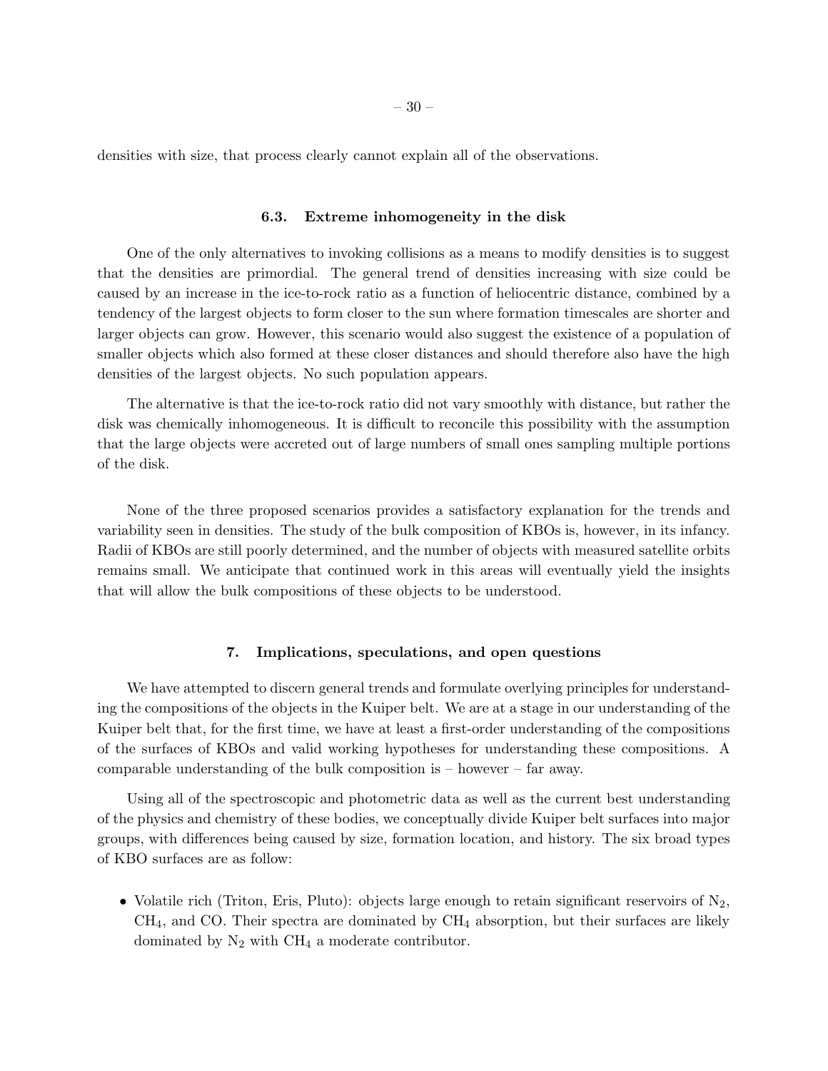densities with size, that process clearly cannot explain all of the observations.

### 6.3. Extreme inhomogeneity in the disk

One of the only alternatives to invoking collisions as a means to modify densities is to suggest that the densities are primordial. The general trend of densities increasing with size could be caused by an increase in the ice-to-rock ratio as a function of heliocentric distance, combined by a tendency of the largest objects to form closer to the sun where formation timescales are shorter and larger objects can grow. However, this scenario would also suggest the existence of a population of smaller objects which also formed at these closer distances and should therefore also have the high densities of the largest objects. No such population appears.

The alternative is that the ice-to-rock ratio did not vary smoothly with distance, but rather the disk was chemically inhomogeneous. It is difficult to reconcile this possibility with the assumption that the large objects were accreted out of large numbers of small ones sampling multiple portions of the disk.

None of the three proposed scenarios provides a satisfactory explanation for the trends and variability seen in densities. The study of the bulk composition of KBOs is, however, in its infancy. Radii of KBOs are still poorly determined, and the number of objects with measured satellite orbits remains small. We anticipate that continued work in this areas will eventually yield the insights that will allow the bulk compositions of these objects to be understood.

## 7. Implications, speculations, and open questions

We have attempted to discern general trends and formulate overlying principles for understanding the compositions of the objects in the Kuiper belt. We are at a stage in our understanding of the Kuiper belt that, for the first time, we have at least a first-order understanding of the compositions of the surfaces of KBOs and valid working hypotheses for understanding these compositions. A comparable understanding of the bulk composition is – however – far away.

Using all of the spectroscopic and photometric data as well as the current best understanding of the physics and chemistry of these bodies, we conceptually divide Kuiper belt surfaces into major groups, with differences being caused by size, formation location, and history. The six broad types of KBO surfaces are as follow:

- Volatile rich (Triton, Eris, Pluto): objects large enough to retain significant reservoirs of $N_2$, $CH_4$, and CO. Their spectra are dominated by $CH_4$ absorption, but their surfaces are likely dominated by $N_2$ with $CH_4$ a moderate contributor.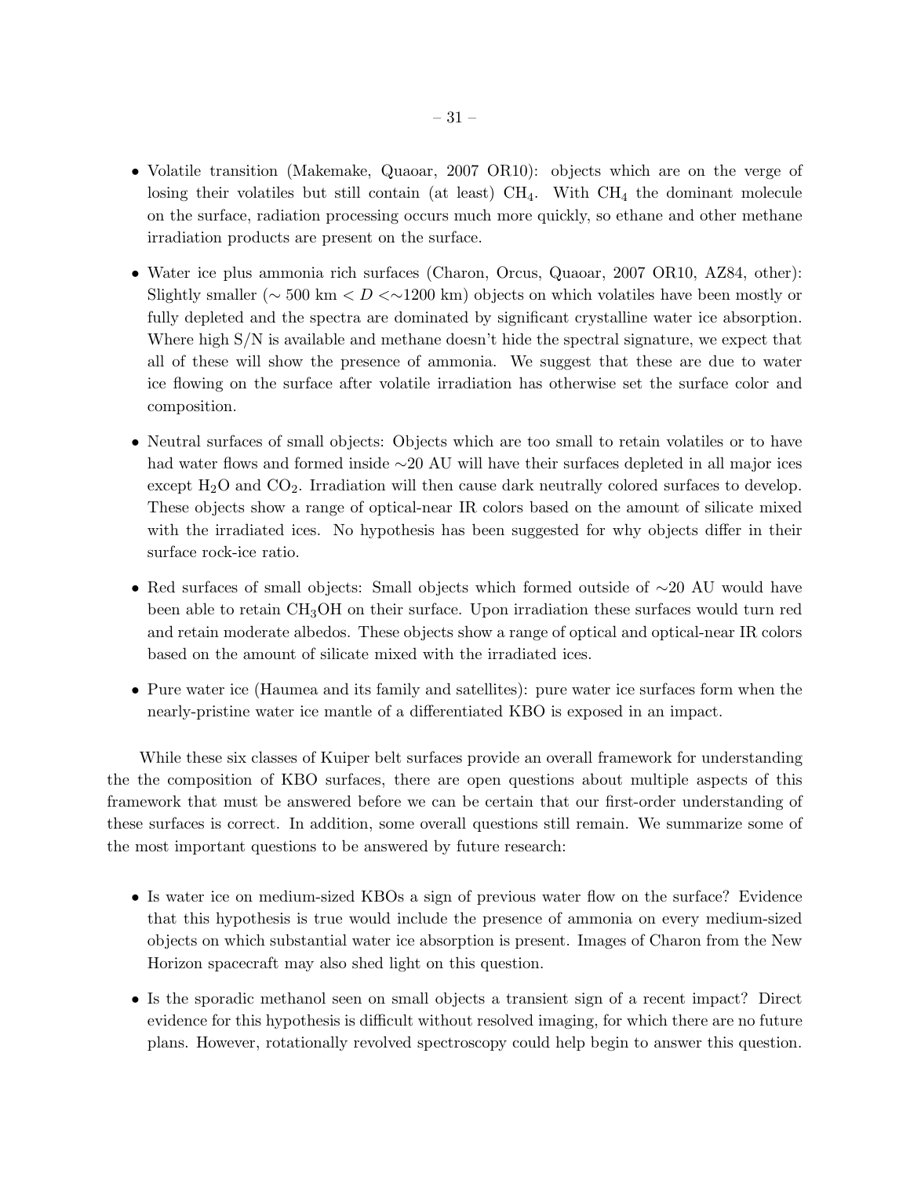- Volatile transition (Makemake, Quaoar, 2007 OR10): objects which are on the verge of losing their volatiles but still contain (at least) $CH_4$. With $CH_4$ the dominant molecule on the surface, radiation processing occurs much more quickly, so ethane and other methane irradiation products are present on the surface.

- Water ice plus ammonia rich surfaces (Charon, Orcus, Quaoar, 2007 OR10, AZ84, other): Slightly smaller ($\sim 500$ km $< D <\sim 1200$ km) objects on which volatiles have been mostly or fully depleted and the spectra are dominated by significant crystalline water ice absorption. Where high S/N is available and methane doesn't hide the spectral signature, we expect that all of these will show the presence of ammonia. We suggest that these are due to water ice flowing on the surface after volatile irradiation has otherwise set the surface color and composition.

- Neutral surfaces of small objects: Objects which are too small to retain volatiles or to have had water flows and formed inside $\sim$20 AU will have their surfaces depleted in all major ices except $H_2O$ and $CO_2$. Irradiation will then cause dark neutrally colored surfaces to develop. These objects show a range of optical-near IR colors based on the amount of silicate mixed with the irradiated ices. No hypothesis has been suggested for why objects differ in their surface rock-ice ratio.

- Red surfaces of small objects: Small objects which formed outside of $\sim$20 AU would have been able to retain $CH_3OH$ on their surface. Upon irradiation these surfaces would turn red and retain moderate albedos. These objects show a range of optical and optical-near IR colors based on the amount of silicate mixed with the irradiated ices.

- Pure water ice (Haumea and its family and satellites): pure water ice surfaces form when the nearly-pristine water ice mantle of a differentiated KBO is exposed in an impact.

While these six classes of Kuiper belt surfaces provide an overall framework for understanding the the composition of KBO surfaces, there are open questions about multiple aspects of this framework that must be answered before we can be certain that our first-order understanding of these surfaces is correct. In addition, some overall questions still remain. We summarize some of the most important questions to be answered by future research:

- Is water ice on medium-sized KBOs a sign of previous water flow on the surface? Evidence that this hypothesis is true would include the presence of ammonia on every medium-sized objects on which substantial water ice absorption is present. Images of Charon from the New Horizon spacecraft may also shed light on this question.

- Is the sporadic methanol seen on small objects a transient sign of a recent impact? Direct evidence for this hypothesis is difficult without resolved imaging, for which there are no future plans. However, rotationally revolved spectroscopy could help begin to answer this question.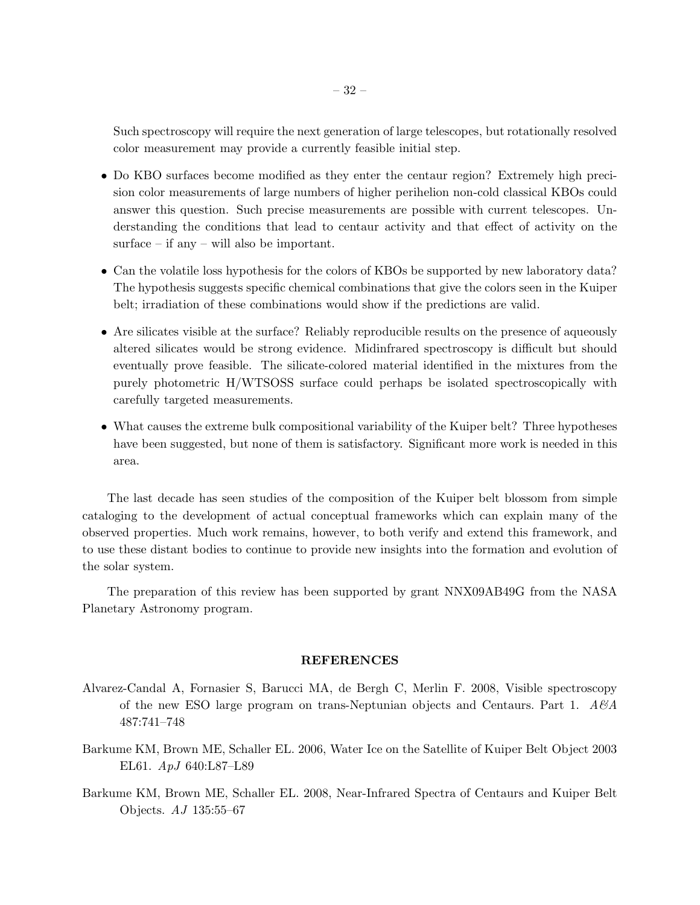Such spectroscopy will require the next generation of large telescopes, but rotationally resolved color measurement may provide a currently feasible initial step.

- Do KBO surfaces become modified as they enter the centaur region? Extremely high precision color measurements of large numbers of higher perihelion non-cold classical KBOs could answer this question. Such precise measurements are possible with current telescopes. Understanding the conditions that lead to centaur activity and that effect of activity on the surface – if any – will also be important.

- Can the volatile loss hypothesis for the colors of KBOs be supported by new laboratory data? The hypothesis suggests specific chemical combinations that give the colors seen in the Kuiper belt; irradiation of these combinations would show if the predictions are valid.

- Are silicates visible at the surface? Reliably reproducible results on the presence of aqueously altered silicates would be strong evidence. Midinfrared spectroscopy is difficult but should eventually prove feasible. The silicate-colored material identified in the mixtures from the purely photometric H/WTSOSS surface could perhaps be isolated spectroscopically with carefully targeted measurements.

- What causes the extreme bulk compositional variability of the Kuiper belt? Three hypotheses have been suggested, but none of them is satisfactory. Significant more work is needed in this area.

The last decade has seen studies of the composition of the Kuiper belt blossom from simple cataloging to the development of actual conceptual frameworks which can explain many of the observed properties. Much work remains, however, to both verify and extend this framework, and to use these distant bodies to continue to provide new insights into the formation and evolution of the solar system.

The preparation of this review has been supported by grant NNX09AB49G from the NASA Planetary Astronomy program.

## REFERENCES

Alvarez-Candal A, Fornasier S, Barucci MA, de Bergh C, Merlin F. 2008, Visible spectroscopy of the new ESO large program on trans-Neptunian objects and Centaurs. Part 1. *A&A* 487:741–748

Barkume KM, Brown ME, Schaller EL. 2006, Water Ice on the Satellite of Kuiper Belt Object 2003 EL61. *ApJ* 640:L87–L89

Barkume KM, Brown ME, Schaller EL. 2008, Near-Infrared Spectra of Centaurs and Kuiper Belt Objects. *AJ* 135:55–67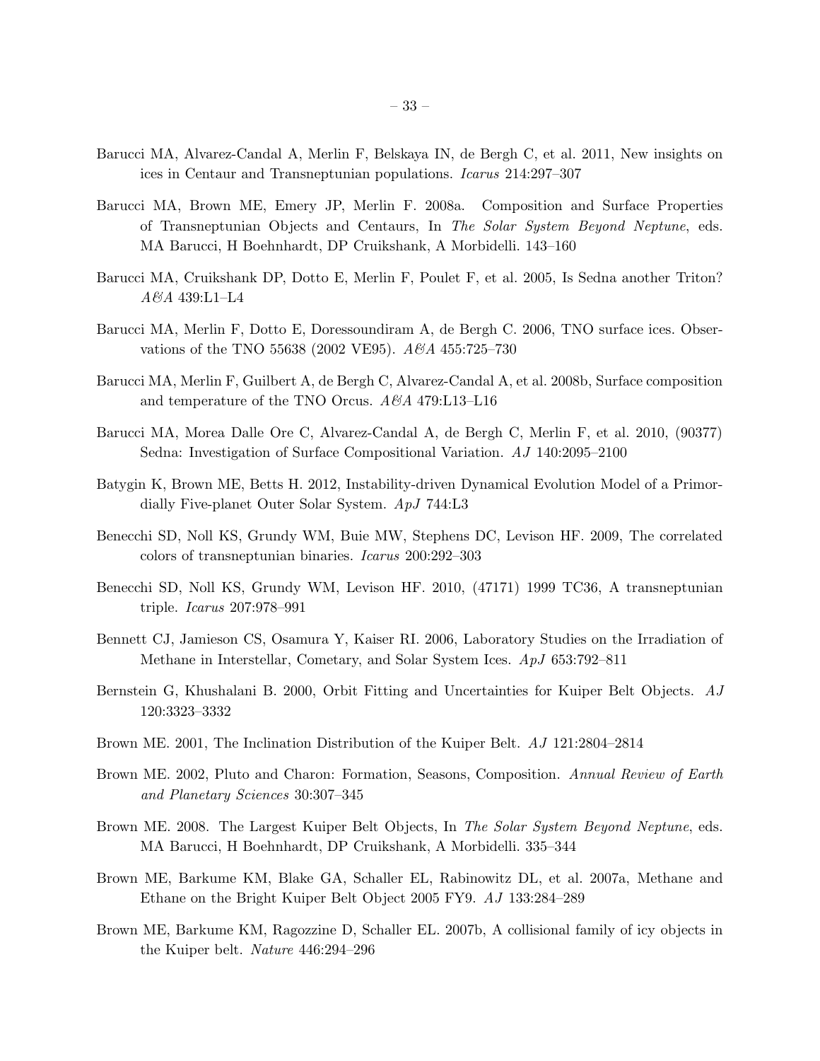Barucci MA, Alvarez-Candal A, Merlin F, Belskaya IN, de Bergh C, et al. 2011, New insights on ices in Centaur and Transneptunian populations. *Icarus* 214:297–307

Barucci MA, Brown ME, Emery JP, Merlin F. 2008a. Composition and Surface Properties of Transneptunian Objects and Centaurs, In *The Solar System Beyond Neptune*, eds. MA Barucci, H Boehnhardt, DP Cruikshank, A Morbidelli. 143–160

Barucci MA, Cruikshank DP, Dotto E, Merlin F, Poulet F, et al. 2005, Is Sedna another Triton? *A&A* 439:L1–L4

Barucci MA, Merlin F, Dotto E, Doressoundiram A, de Bergh C. 2006, TNO surface ices. Observations of the TNO 55638 (2002 VE95). *A&A* 455:725–730

Barucci MA, Merlin F, Guilbert A, de Bergh C, Alvarez-Candal A, et al. 2008b, Surface composition and temperature of the TNO Orcus. *A&A* 479:L13–L16

Barucci MA, Morea Dalle Ore C, Alvarez-Candal A, de Bergh C, Merlin F, et al. 2010, (90377) Sedna: Investigation of Surface Compositional Variation. *AJ* 140:2095–2100

Batygin K, Brown ME, Betts H. 2012, Instability-driven Dynamical Evolution Model of a Primordially Five-planet Outer Solar System. *ApJ* 744:L3

Benecchi SD, Noll KS, Grundy WM, Buie MW, Stephens DC, Levison HF. 2009, The correlated colors of transneptunian binaries. *Icarus* 200:292–303

Benecchi SD, Noll KS, Grundy WM, Levison HF. 2010, (47171) 1999 TC36, A transneptunian triple. *Icarus* 207:978–991

Bennett CJ, Jamieson CS, Osamura Y, Kaiser RI. 2006, Laboratory Studies on the Irradiation of Methane in Interstellar, Cometary, and Solar System Ices. *ApJ* 653:792–811

Bernstein G, Khushalani B. 2000, Orbit Fitting and Uncertainties for Kuiper Belt Objects. *AJ* 120:3323–3332

Brown ME. 2001, The Inclination Distribution of the Kuiper Belt. *AJ* 121:2804–2814

Brown ME. 2002, Pluto and Charon: Formation, Seasons, Composition. *Annual Review of Earth and Planetary Sciences* 30:307–345

Brown ME. 2008. The Largest Kuiper Belt Objects, In *The Solar System Beyond Neptune*, eds. MA Barucci, H Boehnhardt, DP Cruikshank, A Morbidelli. 335–344

Brown ME, Barkume KM, Blake GA, Schaller EL, Rabinowitz DL, et al. 2007a, Methane and Ethane on the Bright Kuiper Belt Object 2005 FY9. *AJ* 133:284–289

Brown ME, Barkume KM, Ragozzine D, Schaller EL. 2007b, A collisional family of icy objects in the Kuiper belt. *Nature* 446:294–296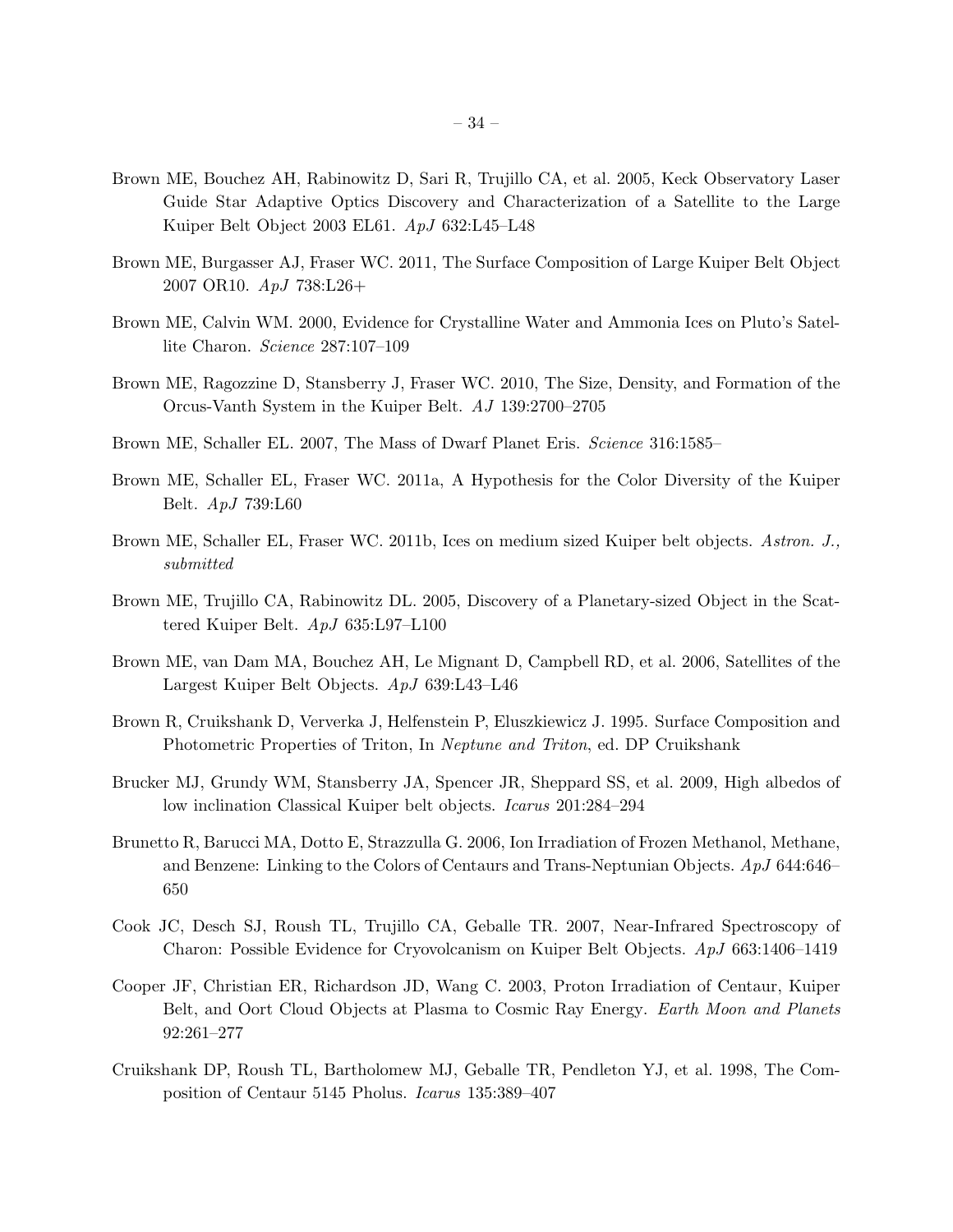Brown ME, Bouchez AH, Rabinowitz D, Sari R, Trujillo CA, et al. 2005, Keck Observatory Laser Guide Star Adaptive Optics Discovery and Characterization of a Satellite to the Large Kuiper Belt Object 2003 EL61. *ApJ* 632:L45–L48

Brown ME, Burgasser AJ, Fraser WC. 2011, The Surface Composition of Large Kuiper Belt Object 2007 OR10. *ApJ* 738:L26+

Brown ME, Calvin WM. 2000, Evidence for Crystalline Water and Ammonia Ices on Pluto's Satellite Charon. *Science* 287:107–109

Brown ME, Ragozzine D, Stansberry J, Fraser WC. 2010, The Size, Density, and Formation of the Orcus-Vanth System in the Kuiper Belt. *AJ* 139:2700–2705

Brown ME, Schaller EL. 2007, The Mass of Dwarf Planet Eris. *Science* 316:1585–

Brown ME, Schaller EL, Fraser WC. 2011a, A Hypothesis for the Color Diversity of the Kuiper Belt. *ApJ* 739:L60

Brown ME, Schaller EL, Fraser WC. 2011b, Ices on medium sized Kuiper belt objects. *Astron. J., submitted*

Brown ME, Trujillo CA, Rabinowitz DL. 2005, Discovery of a Planetary-sized Object in the Scattered Kuiper Belt. *ApJ* 635:L97–L100

Brown ME, van Dam MA, Bouchez AH, Le Mignant D, Campbell RD, et al. 2006, Satellites of the Largest Kuiper Belt Objects. *ApJ* 639:L43–L46

Brown R, Cruikshank D, Ververka J, Helfenstein P, Eluszkiewicz J. 1995. Surface Composition and Photometric Properties of Triton, In *Neptune and Triton*, ed. DP Cruikshank

Brucker MJ, Grundy WM, Stansberry JA, Spencer JR, Sheppard SS, et al. 2009, High albedos of low inclination Classical Kuiper belt objects. *Icarus* 201:284–294

Brunetto R, Barucci MA, Dotto E, Strazzulla G. 2006, Ion Irradiation of Frozen Methanol, Methane, and Benzene: Linking to the Colors of Centaurs and Trans-Neptunian Objects. *ApJ* 644:646–650

Cook JC, Desch SJ, Roush TL, Trujillo CA, Geballe TR. 2007, Near-Infrared Spectroscopy of Charon: Possible Evidence for Cryovolcanism on Kuiper Belt Objects. *ApJ* 663:1406–1419

Cooper JF, Christian ER, Richardson JD, Wang C. 2003, Proton Irradiation of Centaur, Kuiper Belt, and Oort Cloud Objects at Plasma to Cosmic Ray Energy. *Earth Moon and Planets* 92:261–277

Cruikshank DP, Roush TL, Bartholomew MJ, Geballe TR, Pendleton YJ, et al. 1998, The Composition of Centaur 5145 Pholus. *Icarus* 135:389–407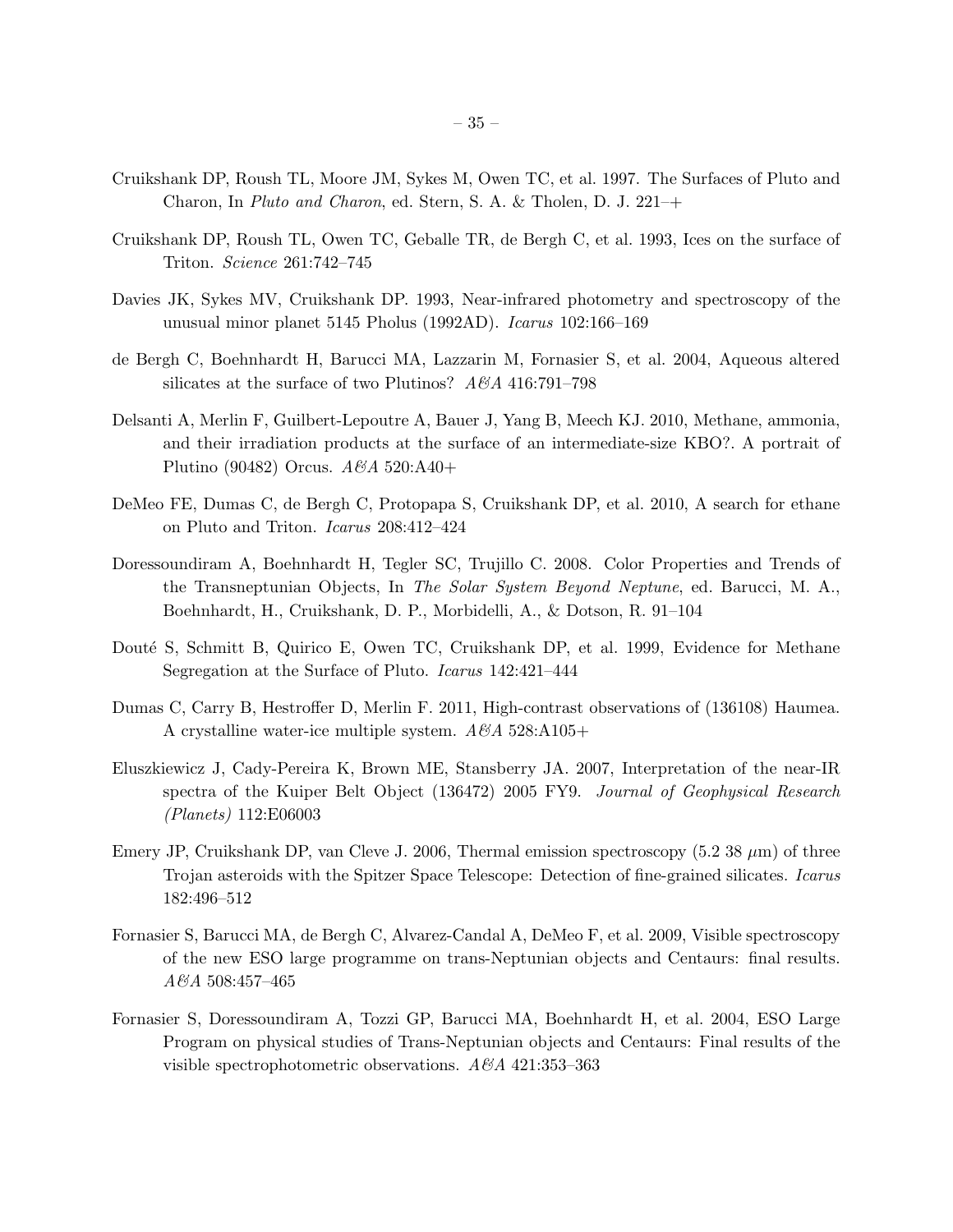Cruikshank DP, Roush TL, Moore JM, Sykes M, Owen TC, et al. 1997. The Surfaces of Pluto and Charon, In *Pluto and Charon*, ed. Stern, S. A. & Tholen, D. J. 221–+

Cruikshank DP, Roush TL, Owen TC, Geballe TR, de Bergh C, et al. 1993, Ices on the surface of Triton. *Science* 261:742–745

Davies JK, Sykes MV, Cruikshank DP. 1993, Near-infrared photometry and spectroscopy of the unusual minor planet 5145 Pholus (1992AD). *Icarus* 102:166–169

de Bergh C, Boehnhardt H, Barucci MA, Lazzarin M, Fornasier S, et al. 2004, Aqueous altered silicates at the surface of two Plutinos? *A&A* 416:791–798

Delsanti A, Merlin F, Guilbert-Lepoutre A, Bauer J, Yang B, Meech KJ. 2010, Methane, ammonia, and their irradiation products at the surface of an intermediate-size KBO?. A portrait of Plutino (90482) Orcus. *A&A* 520:A40+

DeMeo FE, Dumas C, de Bergh C, Protopapa S, Cruikshank DP, et al. 2010, A search for ethane on Pluto and Triton. *Icarus* 208:412–424

Doressoundiram A, Boehnhardt H, Tegler SC, Trujillo C. 2008. Color Properties and Trends of the Transneptunian Objects, In *The Solar System Beyond Neptune*, ed. Barucci, M. A., Boehnhardt, H., Cruikshank, D. P., Morbidelli, A., & Dotson, R. 91–104

Douté S, Schmitt B, Quirico E, Owen TC, Cruikshank DP, et al. 1999, Evidence for Methane Segregation at the Surface of Pluto. *Icarus* 142:421–444

Dumas C, Carry B, Hestroffer D, Merlin F. 2011, High-contrast observations of (136108) Haumea. A crystalline water-ice multiple system. *A&A* 528:A105+

Eluszkiewicz J, Cady-Pereira K, Brown ME, Stansberry JA. 2007, Interpretation of the near-IR spectra of the Kuiper Belt Object (136472) 2005 FY9. *Journal of Geophysical Research (Planets)* 112:E06003

Emery JP, Cruikshank DP, van Cleve J. 2006, Thermal emission spectroscopy (5.2 38 $\mu$m) of three Trojan asteroids with the Spitzer Space Telescope: Detection of fine-grained silicates. *Icarus* 182:496–512

Fornasier S, Barucci MA, de Bergh C, Alvarez-Candal A, DeMeo F, et al. 2009, Visible spectroscopy of the new ESO large programme on trans-Neptunian objects and Centaurs: final results. *A&A* 508:457–465

Fornasier S, Doressoundiram A, Tozzi GP, Barucci MA, Boehnhardt H, et al. 2004, ESO Large Program on physical studies of Trans-Neptunian objects and Centaurs: Final results of the visible spectrophotometric observations. *A&A* 421:353–363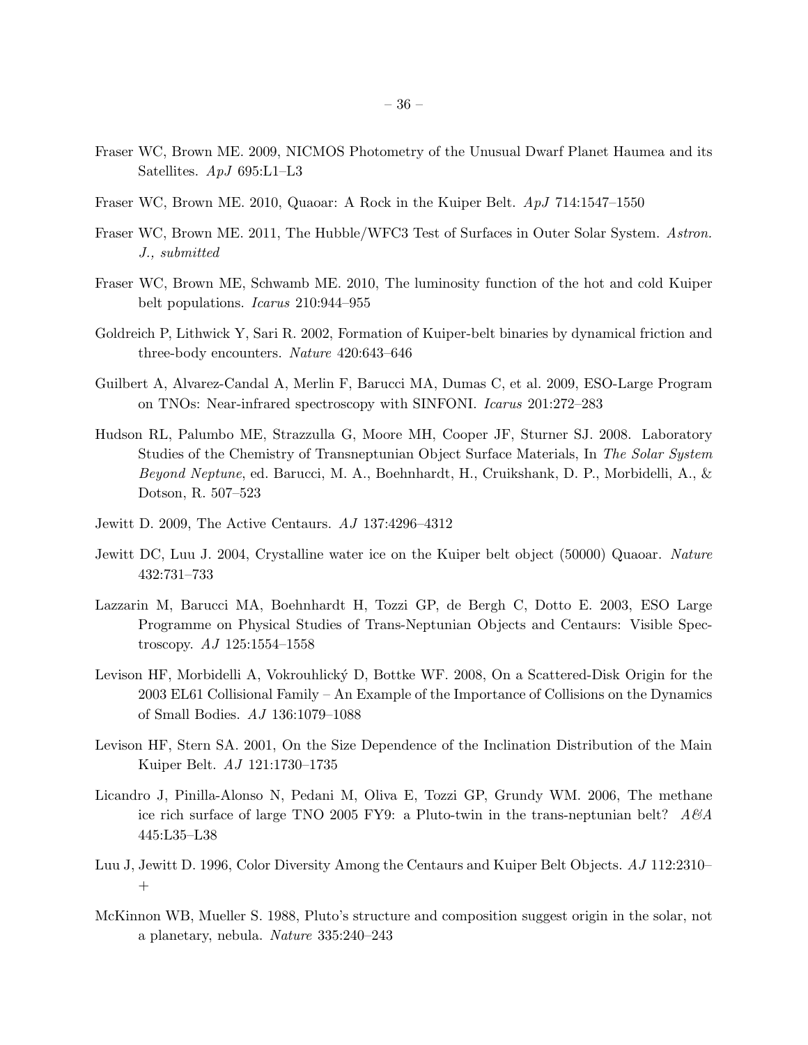Fraser WC, Brown ME. 2009, NICMOS Photometry of the Unusual Dwarf Planet Haumea and its Satellites. *ApJ* 695:L1–L3

Fraser WC, Brown ME. 2010, Quaoar: A Rock in the Kuiper Belt. *ApJ* 714:1547–1550

Fraser WC, Brown ME. 2011, The Hubble/WFC3 Test of Surfaces in Outer Solar System. *Astron. J., submitted*

Fraser WC, Brown ME, Schwamb ME. 2010, The luminosity function of the hot and cold Kuiper belt populations. *Icarus* 210:944–955

Goldreich P, Lithwick Y, Sari R. 2002, Formation of Kuiper-belt binaries by dynamical friction and three-body encounters. *Nature* 420:643–646

Guilbert A, Alvarez-Candal A, Merlin F, Barucci MA, Dumas C, et al. 2009, ESO-Large Program on TNOs: Near-infrared spectroscopy with SINFONI. *Icarus* 201:272–283

Hudson RL, Palumbo ME, Strazzulla G, Moore MH, Cooper JF, Sturner SJ. 2008. Laboratory Studies of the Chemistry of Transneptunian Object Surface Materials, In *The Solar System Beyond Neptune*, ed. Barucci, M. A., Boehnhardt, H., Cruikshank, D. P., Morbidelli, A., & Dotson, R. 507–523

Jewitt D. 2009, The Active Centaurs. *AJ* 137:4296–4312

Jewitt DC, Luu J. 2004, Crystalline water ice on the Kuiper belt object (50000) Quaoar. *Nature* 432:731–733

Lazzarin M, Barucci MA, Boehnhardt H, Tozzi GP, de Bergh C, Dotto E. 2003, ESO Large Programme on Physical Studies of Trans-Neptunian Objects and Centaurs: Visible Spectroscopy. *AJ* 125:1554–1558

Levison HF, Morbidelli A, Vokrouhlický D, Bottke WF. 2008, On a Scattered-Disk Origin for the 2003 EL61 Collisional Family – An Example of the Importance of Collisions on the Dynamics of Small Bodies. *AJ* 136:1079–1088

Levison HF, Stern SA. 2001, On the Size Dependence of the Inclination Distribution of the Main Kuiper Belt. *AJ* 121:1730–1735

Licandro J, Pinilla-Alonso N, Pedani M, Oliva E, Tozzi GP, Grundy WM. 2006, The methane ice rich surface of large TNO 2005 FY9: a Pluto-twin in the trans-neptunian belt? *A&A* 445:L35–L38

Luu J, Jewitt D. 1996, Color Diversity Among the Centaurs and Kuiper Belt Objects. *AJ* 112:2310–+

McKinnon WB, Mueller S. 1988, Pluto's structure and composition suggest origin in the solar, not a planetary, nebula. *Nature* 335:240–243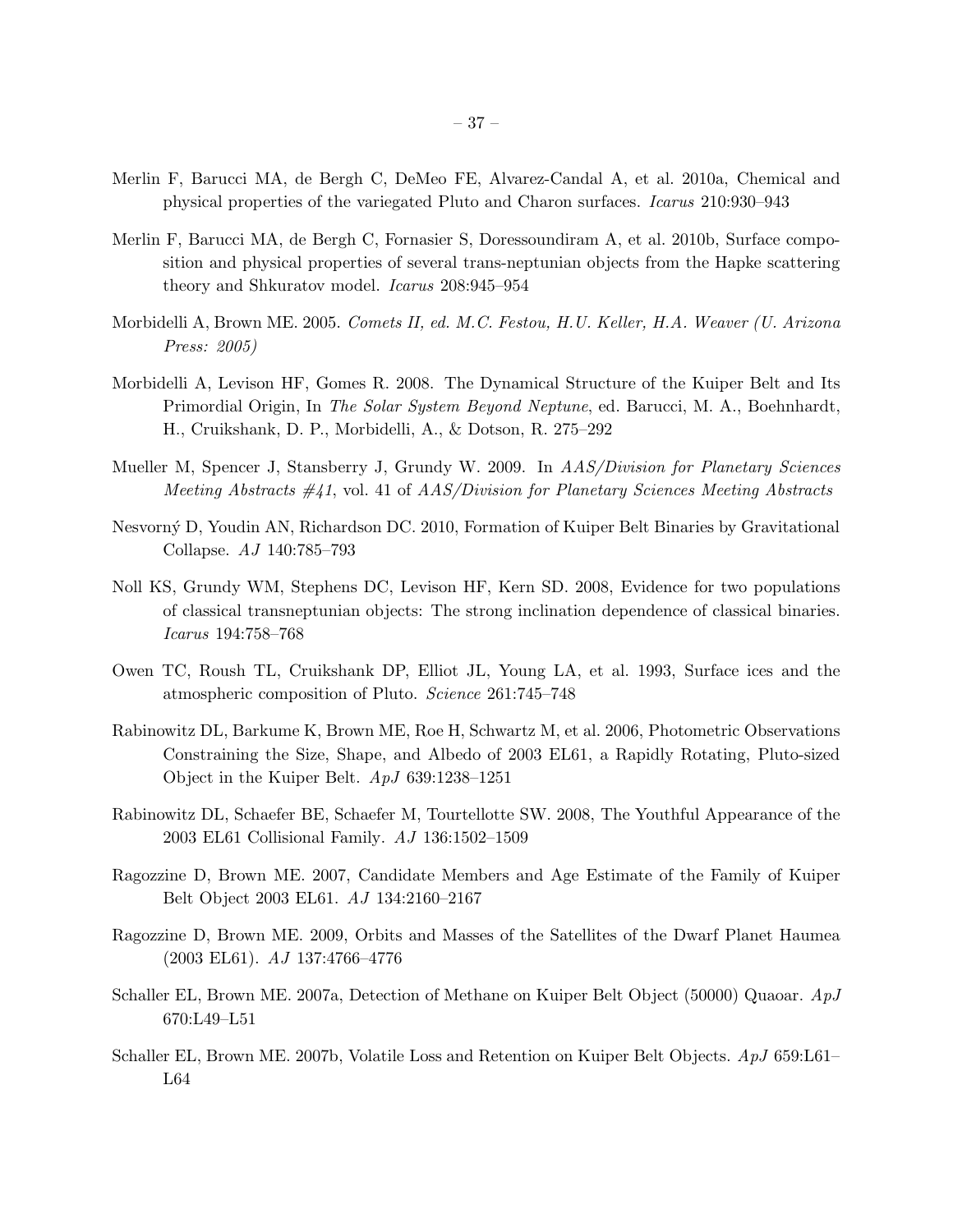Merlin F, Barucci MA, de Bergh C, DeMeo FE, Alvarez-Candal A, et al. 2010a, Chemical and physical properties of the variegated Pluto and Charon surfaces. *Icarus* 210:930–943

Merlin F, Barucci MA, de Bergh C, Fornasier S, Doressoundiram A, et al. 2010b, Surface composition and physical properties of several trans-neptunian objects from the Hapke scattering theory and Shkuratov model. *Icarus* 208:945–954

Morbidelli A, Brown ME. 2005. *Comets II, ed. M.C. Festou, H.U. Keller, H.A. Weaver (U. Arizona Press: 2005)*

Morbidelli A, Levison HF, Gomes R. 2008. The Dynamical Structure of the Kuiper Belt and Its Primordial Origin, In *The Solar System Beyond Neptune*, ed. Barucci, M. A., Boehnhardt, H., Cruikshank, D. P., Morbidelli, A., & Dotson, R. 275–292

Mueller M, Spencer J, Stansberry J, Grundy W. 2009. In *AAS/Division for Planetary Sciences Meeting Abstracts #41*, vol. 41 of *AAS/Division for Planetary Sciences Meeting Abstracts*

Nesvorný D, Youdin AN, Richardson DC. 2010, Formation of Kuiper Belt Binaries by Gravitational Collapse. *AJ* 140:785–793

Noll KS, Grundy WM, Stephens DC, Levison HF, Kern SD. 2008, Evidence for two populations of classical transneptunian objects: The strong inclination dependence of classical binaries. *Icarus* 194:758–768

Owen TC, Roush TL, Cruikshank DP, Elliot JL, Young LA, et al. 1993, Surface ices and the atmospheric composition of Pluto. *Science* 261:745–748

Rabinowitz DL, Barkume K, Brown ME, Roe H, Schwartz M, et al. 2006, Photometric Observations Constraining the Size, Shape, and Albedo of 2003 EL61, a Rapidly Rotating, Pluto-sized Object in the Kuiper Belt. *ApJ* 639:1238–1251

Rabinowitz DL, Schaefer BE, Schaefer M, Tourtellotte SW. 2008, The Youthful Appearance of the 2003 EL61 Collisional Family. *AJ* 136:1502–1509

Ragozzine D, Brown ME. 2007, Candidate Members and Age Estimate of the Family of Kuiper Belt Object 2003 EL61. *AJ* 134:2160–2167

Ragozzine D, Brown ME. 2009, Orbits and Masses of the Satellites of the Dwarf Planet Haumea (2003 EL61). *AJ* 137:4766–4776

Schaller EL, Brown ME. 2007a, Detection of Methane on Kuiper Belt Object (50000) Quaoar. *ApJ* 670:L49–L51

Schaller EL, Brown ME. 2007b, Volatile Loss and Retention on Kuiper Belt Objects. *ApJ* 659:L61–L64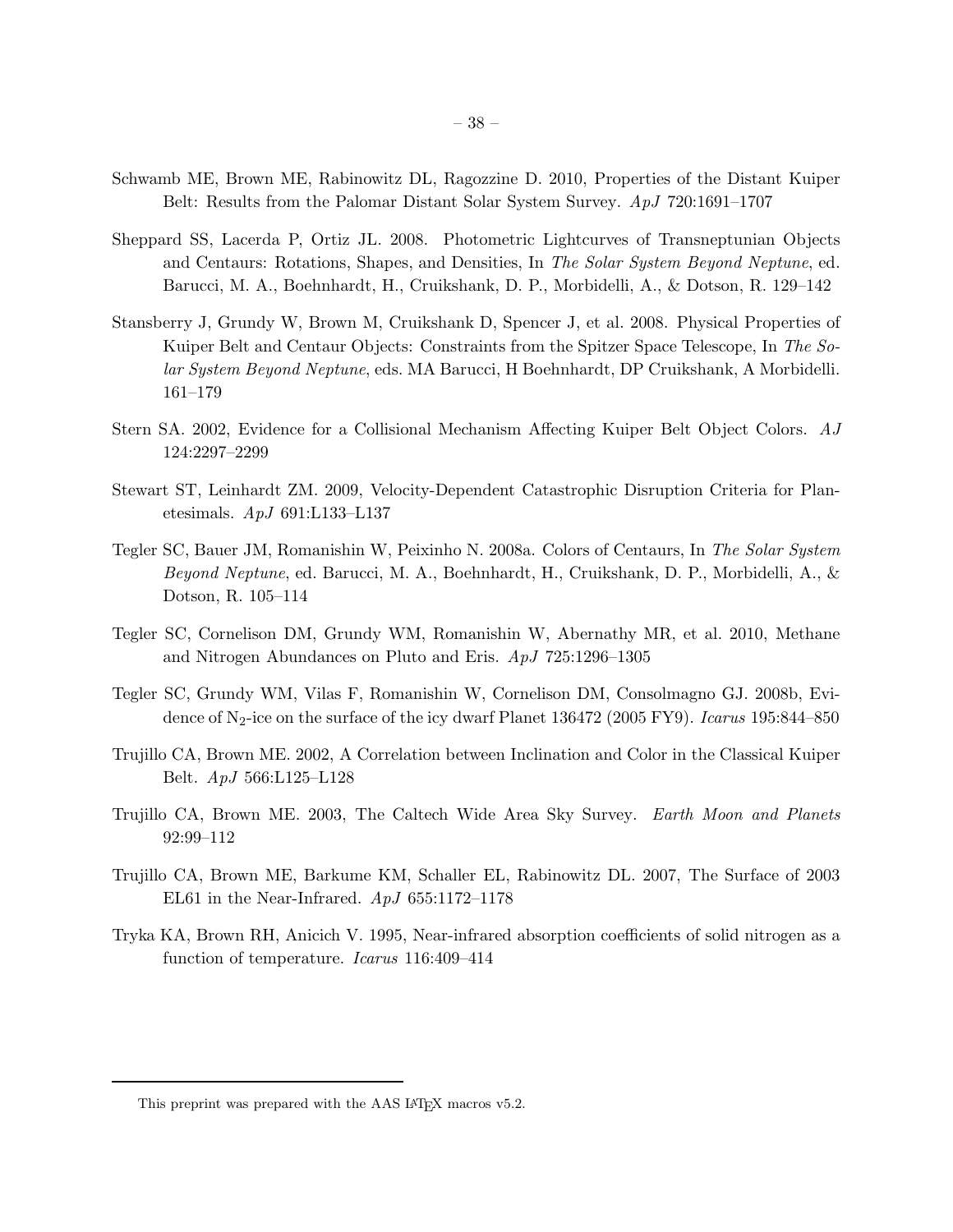Schwamb ME, Brown ME, Rabinowitz DL, Ragozzine D. 2010, Properties of the Distant Kuiper Belt: Results from the Palomar Distant Solar System Survey. *ApJ* 720:1691–1707

Sheppard SS, Lacerda P, Ortiz JL. 2008. Photometric Lightcurves of Transneptunian Objects and Centaurs: Rotations, Shapes, and Densities, In *The Solar System Beyond Neptune*, ed. Barucci, M. A., Boehnhardt, H., Cruikshank, D. P., Morbidelli, A., & Dotson, R. 129–142

Stansberry J, Grundy W, Brown M, Cruikshank D, Spencer J, et al. 2008. Physical Properties of Kuiper Belt and Centaur Objects: Constraints from the Spitzer Space Telescope, In *The Solar System Beyond Neptune*, eds. MA Barucci, H Boehnhardt, DP Cruikshank, A Morbidelli. 161–179

Stern SA. 2002, Evidence for a Collisional Mechanism Affecting Kuiper Belt Object Colors. *AJ* 124:2297–2299

Stewart ST, Leinhardt ZM. 2009, Velocity-Dependent Catastrophic Disruption Criteria for Planetesimals. *ApJ* 691:L133–L137

Tegler SC, Bauer JM, Romanishin W, Peixinho N. 2008a. Colors of Centaurs, In *The Solar System Beyond Neptune*, ed. Barucci, M. A., Boehnhardt, H., Cruikshank, D. P., Morbidelli, A., & Dotson, R. 105–114

Tegler SC, Cornelison DM, Grundy WM, Romanishin W, Abernathy MR, et al. 2010, Methane and Nitrogen Abundances on Pluto and Eris. *ApJ* 725:1296–1305

Tegler SC, Grundy WM, Vilas F, Romanishin W, Cornelison DM, Consolmagno GJ. 2008b, Evidence of $N_2$-ice on the surface of the icy dwarf Planet 136472 (2005 FY9). *Icarus* 195:844–850

Trujillo CA, Brown ME. 2002, A Correlation between Inclination and Color in the Classical Kuiper Belt. *ApJ* 566:L125–L128

Trujillo CA, Brown ME. 2003, The Caltech Wide Area Sky Survey. *Earth Moon and Planets* 92:99–112

Trujillo CA, Brown ME, Barkume KM, Schaller EL, Rabinowitz DL. 2007, The Surface of 2003 EL61 in the Near-Infrared. *ApJ* 655:1172–1178

Tryka KA, Brown RH, Anicich V. 1995, Near-infrared absorption coefficients of solid nitrogen as a function of temperature. *Icarus* 116:409–414

This preprint was prepared with the AAS LaTeX macros v5.2.